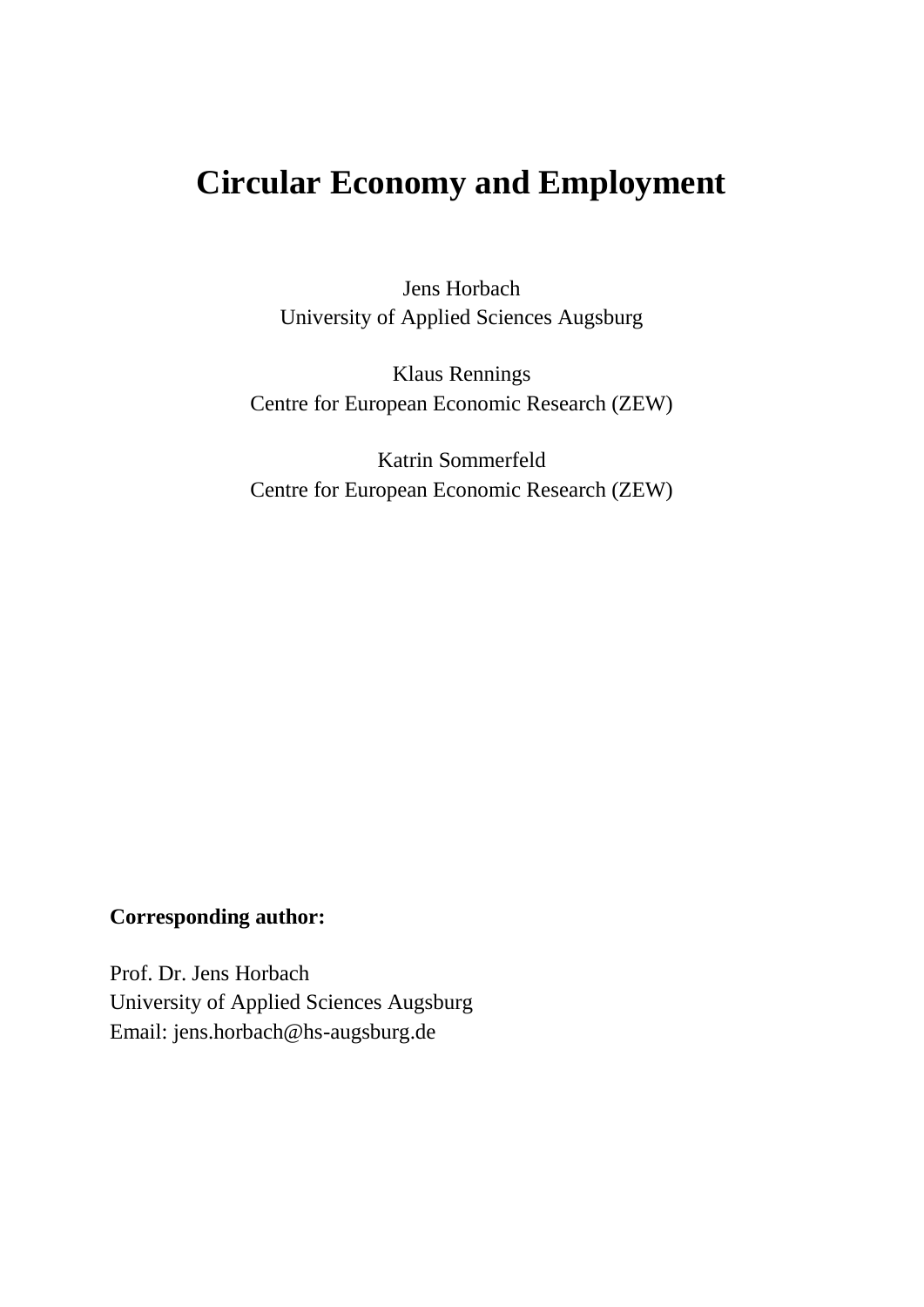# Circular Economy and Employment

Jens Horbach
University of Applied Sciences Augsburg

Klaus Rennings
Centre for European Economic Research (ZEW)

Katrin Sommerfeld
Centre for European Economic Research (ZEW)

**Corresponding author:**

Prof. Dr. Jens Horbach
University of Applied Sciences Augsburg
Email: jens.horbach@hs-augsburg.de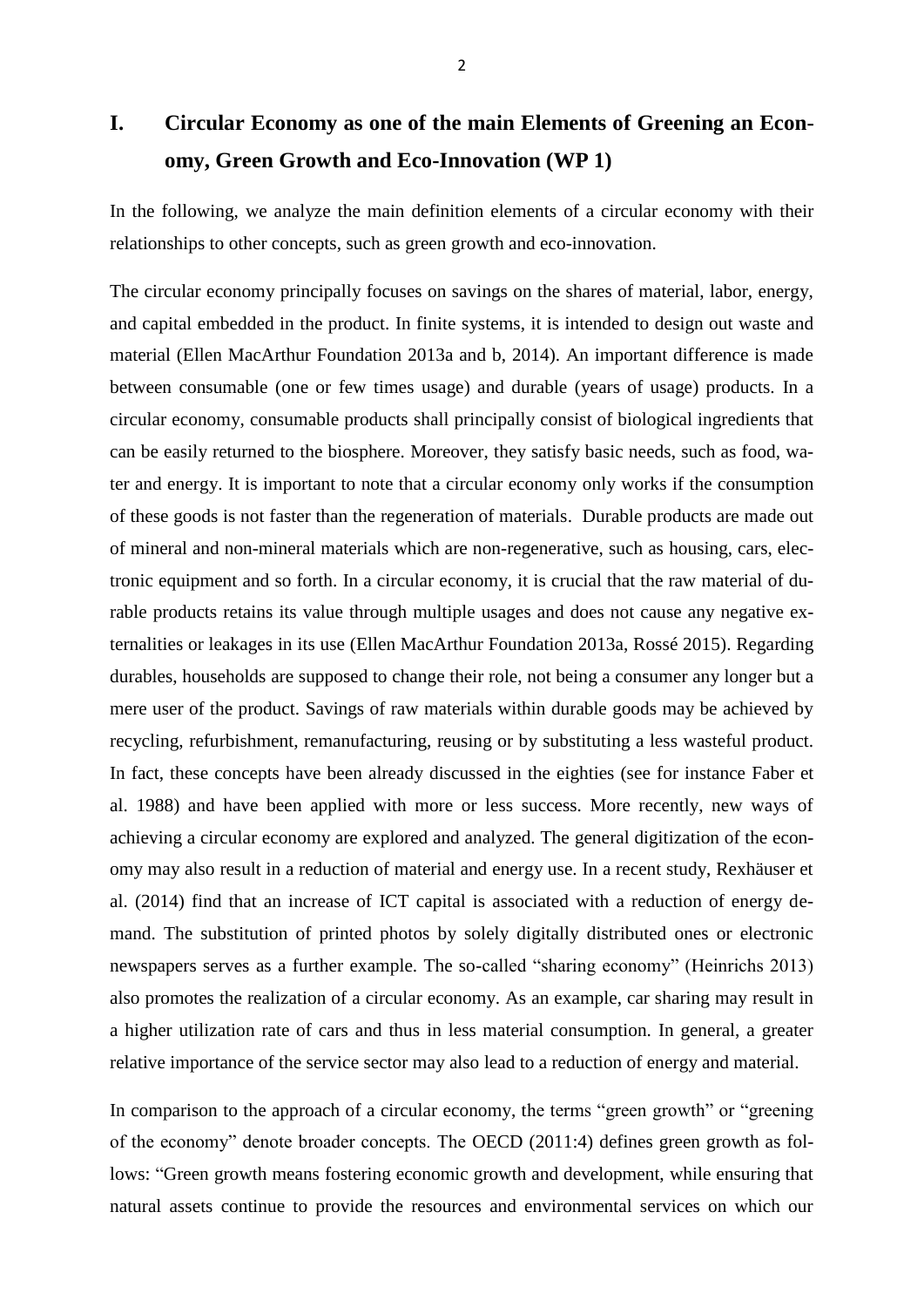# I. Circular Economy as one of the main Elements of Greening an Economy, Green Growth and Eco-Innovation (WP 1)

In the following, we analyze the main definition elements of a circular economy with their relationships to other concepts, such as green growth and eco-innovation.

The circular economy principally focuses on savings on the shares of material, labor, energy, and capital embedded in the product. In finite systems, it is intended to design out waste and material (Ellen MacArthur Foundation 2013a and b, 2014). An important difference is made between consumable (one or few times usage) and durable (years of usage) products. In a circular economy, consumable products shall principally consist of biological ingredients that can be easily returned to the biosphere. Moreover, they satisfy basic needs, such as food, water and energy. It is important to note that a circular economy only works if the consumption of these goods is not faster than the regeneration of materials. Durable products are made out of mineral and non-mineral materials which are non-regenerative, such as housing, cars, electronic equipment and so forth. In a circular economy, it is crucial that the raw material of durable products retains its value through multiple usages and does not cause any negative externalities or leakages in its use (Ellen MacArthur Foundation 2013a, Rossé 2015). Regarding durables, households are supposed to change their role, not being a consumer any longer but a mere user of the product. Savings of raw materials within durable goods may be achieved by recycling, refurbishment, remanufacturing, reusing or by substituting a less wasteful product. In fact, these concepts have been already discussed in the eighties (see for instance Faber et al. 1988) and have been applied with more or less success. More recently, new ways of achieving a circular economy are explored and analyzed. The general digitization of the economy may also result in a reduction of material and energy use. In a recent study, Rexhäuser et al. (2014) find that an increase of ICT capital is associated with a reduction of energy demand. The substitution of printed photos by solely digitally distributed ones or electronic newspapers serves as a further example. The so-called "sharing economy" (Heinrichs 2013) also promotes the realization of a circular economy. As an example, car sharing may result in a higher utilization rate of cars and thus in less material consumption. In general, a greater relative importance of the service sector may also lead to a reduction of energy and material.

In comparison to the approach of a circular economy, the terms "green growth" or "greening of the economy" denote broader concepts. The OECD (2011:4) defines green growth as follows: "Green growth means fostering economic growth and development, while ensuring that natural assets continue to provide the resources and environmental services on which our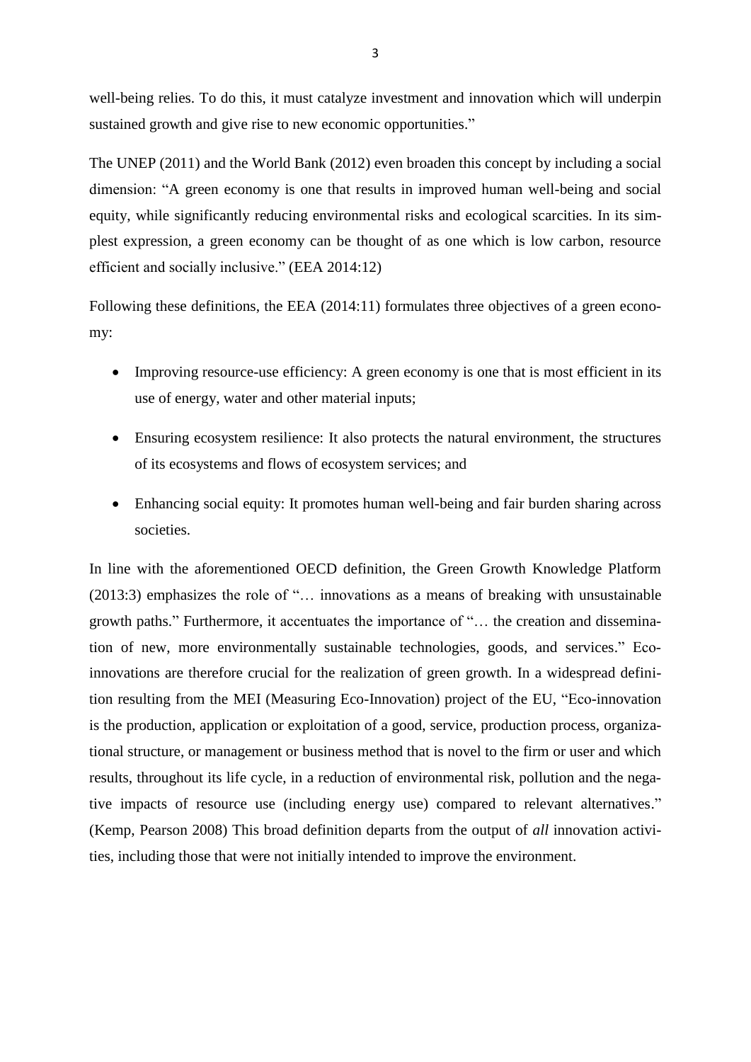well-being relies. To do this, it must catalyze investment and innovation which will underpin sustained growth and give rise to new economic opportunities."

The UNEP (2011) and the World Bank (2012) even broaden this concept by including a social dimension: "A green economy is one that results in improved human well-being and social equity, while significantly reducing environmental risks and ecological scarcities. In its simplest expression, a green economy can be thought of as one which is low carbon, resource efficient and socially inclusive." (EEA 2014:12)

Following these definitions, the EEA (2014:11) formulates three objectives of a green economy:

- Improving resource-use efficiency: A green economy is one that is most efficient in its use of energy, water and other material inputs;
- Ensuring ecosystem resilience: It also protects the natural environment, the structures of its ecosystems and flows of ecosystem services; and
- Enhancing social equity: It promotes human well-being and fair burden sharing across societies.

In line with the aforementioned OECD definition, the Green Growth Knowledge Platform (2013:3) emphasizes the role of "… innovations as a means of breaking with unsustainable growth paths." Furthermore, it accentuates the importance of "… the creation and dissemination of new, more environmentally sustainable technologies, goods, and services." Eco-innovations are therefore crucial for the realization of green growth. In a widespread definition resulting from the MEI (Measuring Eco-Innovation) project of the EU, "Eco-innovation is the production, application or exploitation of a good, service, production process, organizational structure, or management or business method that is novel to the firm or user and which results, throughout its life cycle, in a reduction of environmental risk, pollution and the negative impacts of resource use (including energy use) compared to relevant alternatives." (Kemp, Pearson 2008) This broad definition departs from the output of *all* innovation activities, including those that were not initially intended to improve the environment.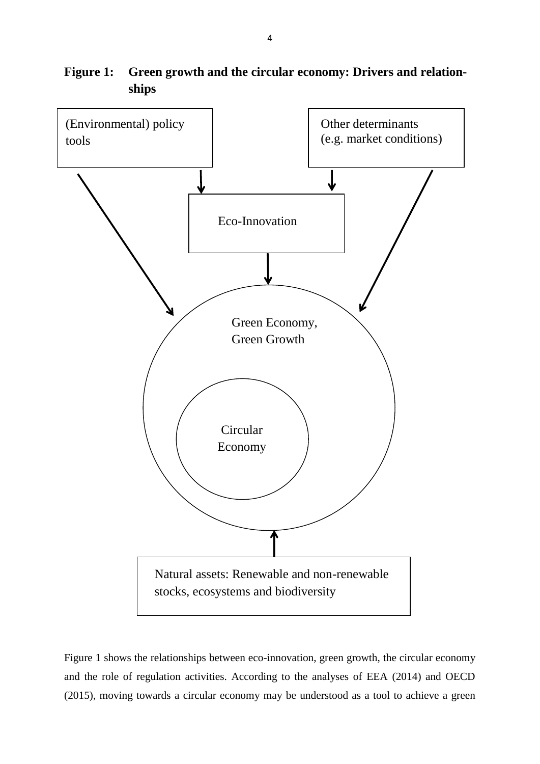**Figure 1: Green growth and the circular economy: Drivers and relationships**

(Environmental) policy tools

Other determinants (e.g. market conditions)

Eco-Innovation

Green Economy, Green Growth

Circular Economy

Natural assets: Renewable and non-renewable stocks, ecosystems and biodiversity

Figure 1 shows the relationships between eco-innovation, green growth, the circular economy and the role of regulation activities. According to the analyses of EEA (2014) and OECD (2015), moving towards a circular economy may be understood as a tool to achieve a green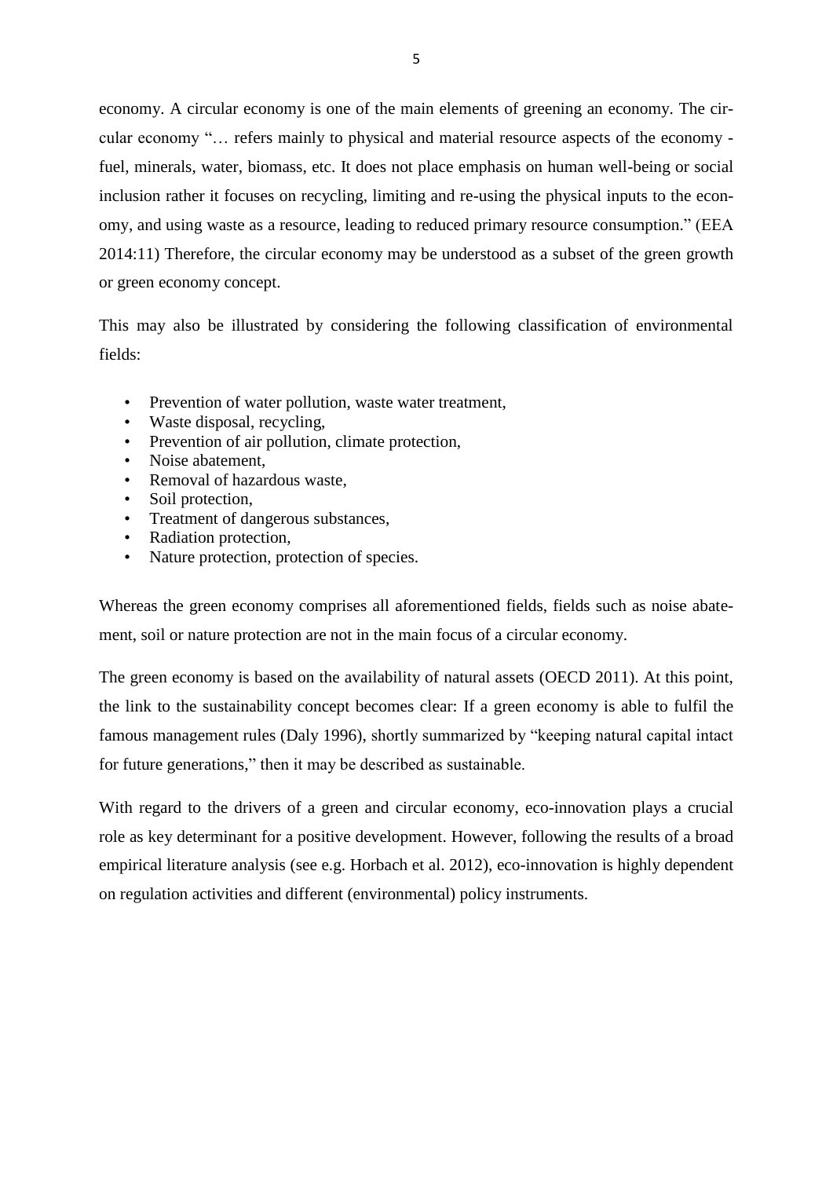economy. A circular economy is one of the main elements of greening an economy. The circular economy "… refers mainly to physical and material resource aspects of the economy - fuel, minerals, water, biomass, etc. It does not place emphasis on human well-being or social inclusion rather it focuses on recycling, limiting and re-using the physical inputs to the economy, and using waste as a resource, leading to reduced primary resource consumption." (EEA 2014:11) Therefore, the circular economy may be understood as a subset of the green growth or green economy concept.

This may also be illustrated by considering the following classification of environmental fields:

- Prevention of water pollution, waste water treatment,
- Waste disposal, recycling,
- Prevention of air pollution, climate protection,
- Noise abatement,
- Removal of hazardous waste,
- Soil protection,
- Treatment of dangerous substances,
- Radiation protection,
- Nature protection, protection of species.

Whereas the green economy comprises all aforementioned fields, fields such as noise abatement, soil or nature protection are not in the main focus of a circular economy.

The green economy is based on the availability of natural assets (OECD 2011). At this point, the link to the sustainability concept becomes clear: If a green economy is able to fulfil the famous management rules (Daly 1996), shortly summarized by "keeping natural capital intact for future generations," then it may be described as sustainable.

With regard to the drivers of a green and circular economy, eco-innovation plays a crucial role as key determinant for a positive development. However, following the results of a broad empirical literature analysis (see e.g. Horbach et al. 2012), eco-innovation is highly dependent on regulation activities and different (environmental) policy instruments.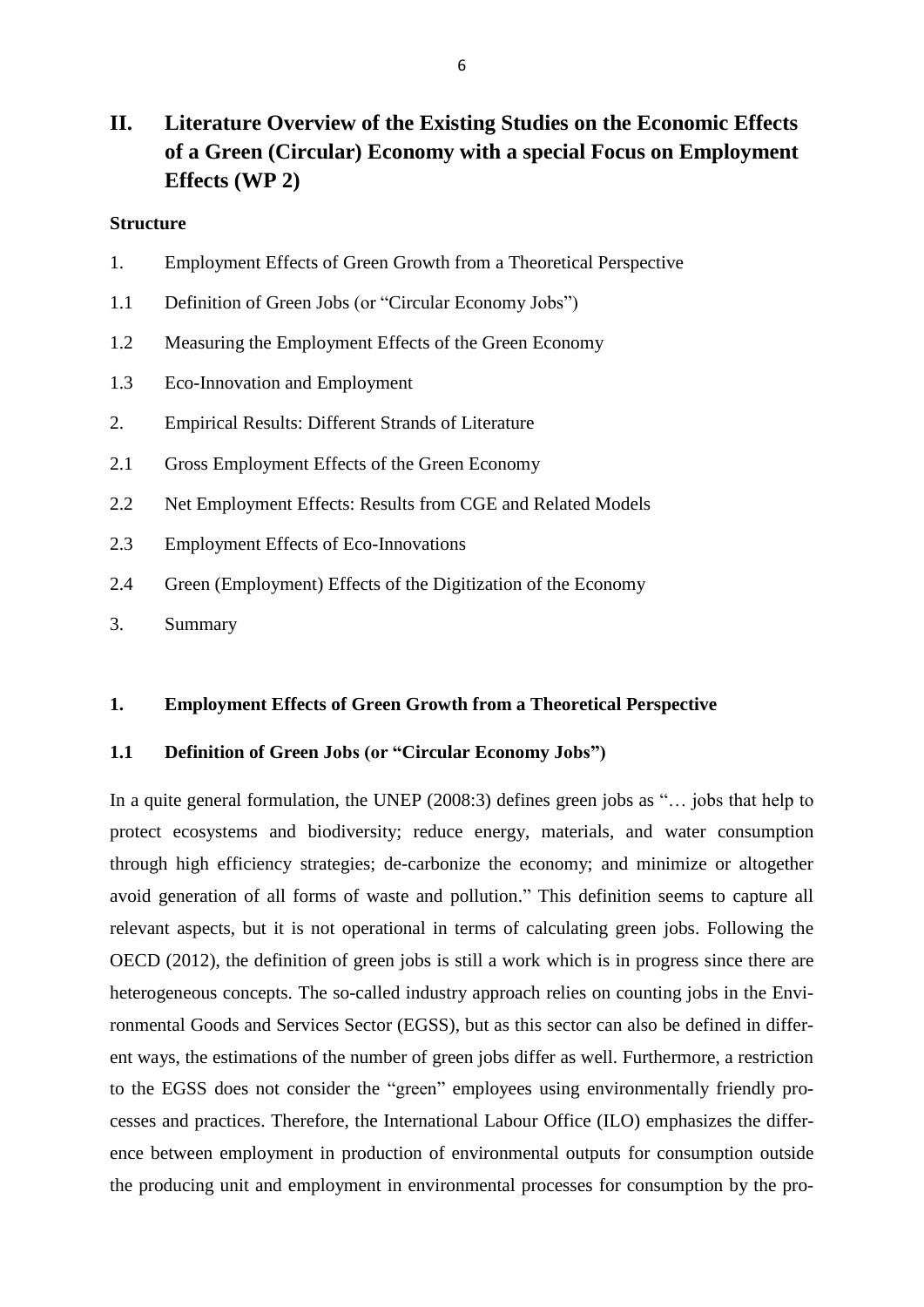## II. Literature Overview of the Existing Studies on the Economic Effects of a Green (Circular) Economy with a special Focus on Employment Effects (WP 2)

**Structure**

1. Employment Effects of Green Growth from a Theoretical Perspective

1.1 Definition of Green Jobs (or "Circular Economy Jobs")

1.2 Measuring the Employment Effects of the Green Economy

1.3 Eco-Innovation and Employment

2. Empirical Results: Different Strands of Literature

2.1 Gross Employment Effects of the Green Economy

2.2 Net Employment Effects: Results from CGE and Related Models

2.3 Employment Effects of Eco-Innovations

2.4 Green (Employment) Effects of the Digitization of the Economy

3. Summary

### 1. Employment Effects of Green Growth from a Theoretical Perspective

#### 1.1 Definition of Green Jobs (or "Circular Economy Jobs")

In a quite general formulation, the UNEP (2008:3) defines green jobs as "… jobs that help to protect ecosystems and biodiversity; reduce energy, materials, and water consumption through high efficiency strategies; de-carbonize the economy; and minimize or altogether avoid generation of all forms of waste and pollution." This definition seems to capture all relevant aspects, but it is not operational in terms of calculating green jobs. Following the OECD (2012), the definition of green jobs is still a work which is in progress since there are heterogeneous concepts. The so-called industry approach relies on counting jobs in the Environmental Goods and Services Sector (EGSS), but as this sector can also be defined in different ways, the estimations of the number of green jobs differ as well. Furthermore, a restriction to the EGSS does not consider the "green" employees using environmentally friendly processes and practices. Therefore, the International Labour Office (ILO) emphasizes the difference between employment in production of environmental outputs for consumption outside the producing unit and employment in environmental processes for consumption by the pro-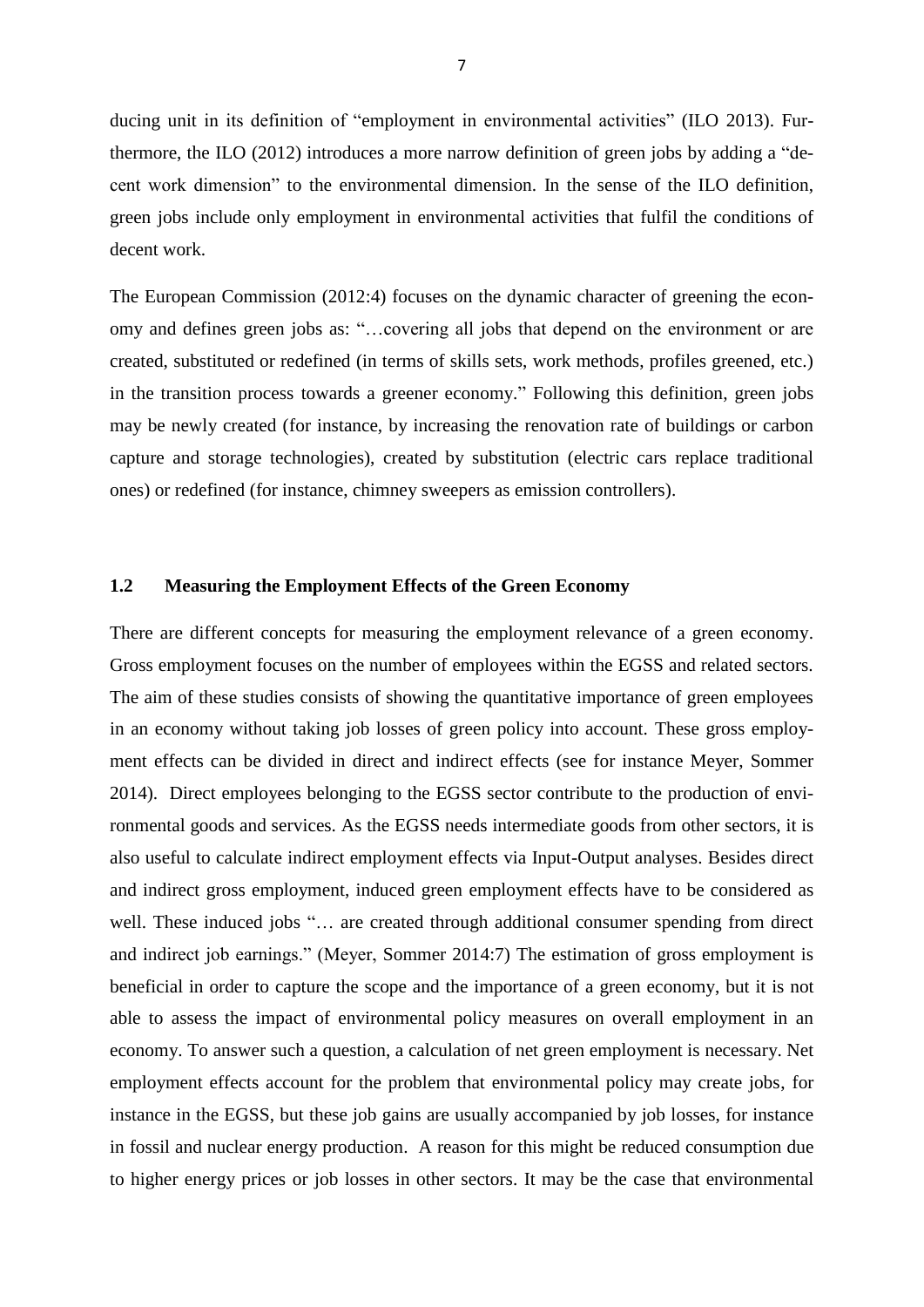ducing unit in its definition of "employment in environmental activities" (ILO 2013). Furthermore, the ILO (2012) introduces a more narrow definition of green jobs by adding a "decent work dimension" to the environmental dimension. In the sense of the ILO definition, green jobs include only employment in environmental activities that fulfil the conditions of decent work.

The European Commission (2012:4) focuses on the dynamic character of greening the economy and defines green jobs as: "…covering all jobs that depend on the environment or are created, substituted or redefined (in terms of skills sets, work methods, profiles greened, etc.) in the transition process towards a greener economy." Following this definition, green jobs may be newly created (for instance, by increasing the renovation rate of buildings or carbon capture and storage technologies), created by substitution (electric cars replace traditional ones) or redefined (for instance, chimney sweepers as emission controllers).

## 1.2 Measuring the Employment Effects of the Green Economy

There are different concepts for measuring the employment relevance of a green economy. Gross employment focuses on the number of employees within the EGSS and related sectors. The aim of these studies consists of showing the quantitative importance of green employees in an economy without taking job losses of green policy into account. These gross employment effects can be divided in direct and indirect effects (see for instance Meyer, Sommer 2014). Direct employees belonging to the EGSS sector contribute to the production of environmental goods and services. As the EGSS needs intermediate goods from other sectors, it is also useful to calculate indirect employment effects via Input-Output analyses. Besides direct and indirect gross employment, induced green employment effects have to be considered as well. These induced jobs "… are created through additional consumer spending from direct and indirect job earnings." (Meyer, Sommer 2014:7) The estimation of gross employment is beneficial in order to capture the scope and the importance of a green economy, but it is not able to assess the impact of environmental policy measures on overall employment in an economy. To answer such a question, a calculation of net green employment is necessary. Net employment effects account for the problem that environmental policy may create jobs, for instance in the EGSS, but these job gains are usually accompanied by job losses, for instance in fossil and nuclear energy production. A reason for this might be reduced consumption due to higher energy prices or job losses in other sectors. It may be the case that environmental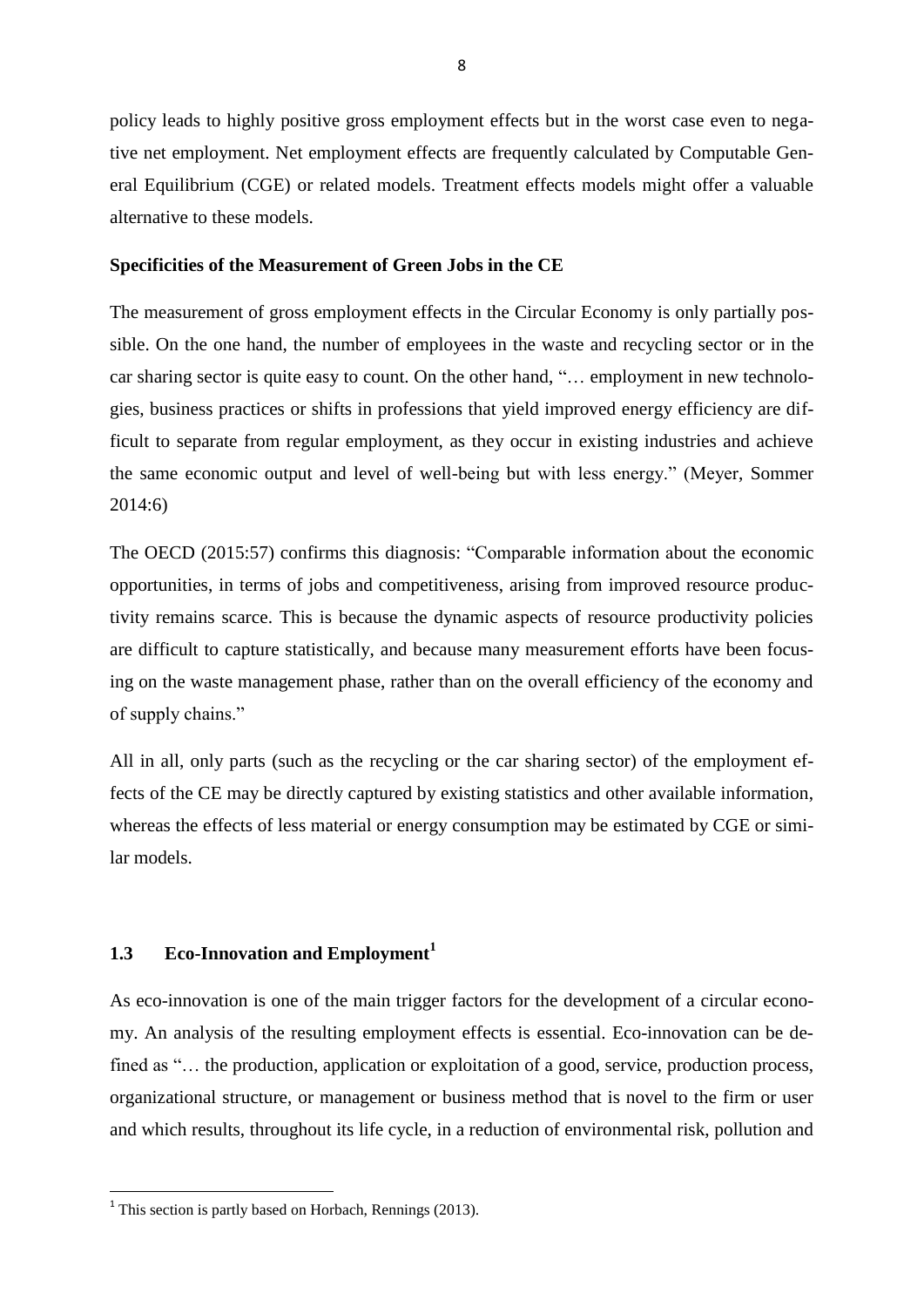policy leads to highly positive gross employment effects but in the worst case even to negative net employment. Net employment effects are frequently calculated by Computable General Equilibrium (CGE) or related models. Treatment effects models might offer a valuable alternative to these models.

**Specificities of the Measurement of Green Jobs in the CE**

The measurement of gross employment effects in the Circular Economy is only partially possible. On the one hand, the number of employees in the waste and recycling sector or in the car sharing sector is quite easy to count. On the other hand, "… employment in new technologies, business practices or shifts in professions that yield improved energy efficiency are difficult to separate from regular employment, as they occur in existing industries and achieve the same economic output and level of well-being but with less energy." (Meyer, Sommer 2014:6)

The OECD (2015:57) confirms this diagnosis: "Comparable information about the economic opportunities, in terms of jobs and competitiveness, arising from improved resource productivity remains scarce. This is because the dynamic aspects of resource productivity policies are difficult to capture statistically, and because many measurement efforts have been focusing on the waste management phase, rather than on the overall efficiency of the economy and of supply chains."

All in all, only parts (such as the recycling or the car sharing sector) of the employment effects of the CE may be directly captured by existing statistics and other available information, whereas the effects of less material or energy consumption may be estimated by CGE or similar models.

## 1.3 Eco-Innovation and Employment[1]

As eco-innovation is one of the main trigger factors for the development of a circular economy. An analysis of the resulting employment effects is essential. Eco-innovation can be defined as "… the production, application or exploitation of a good, service, production process, organizational structure, or management or business method that is novel to the firm or user and which results, throughout its life cycle, in a reduction of environmental risk, pollution and

---

[1] This section is partly based on Horbach, Rennings (2013).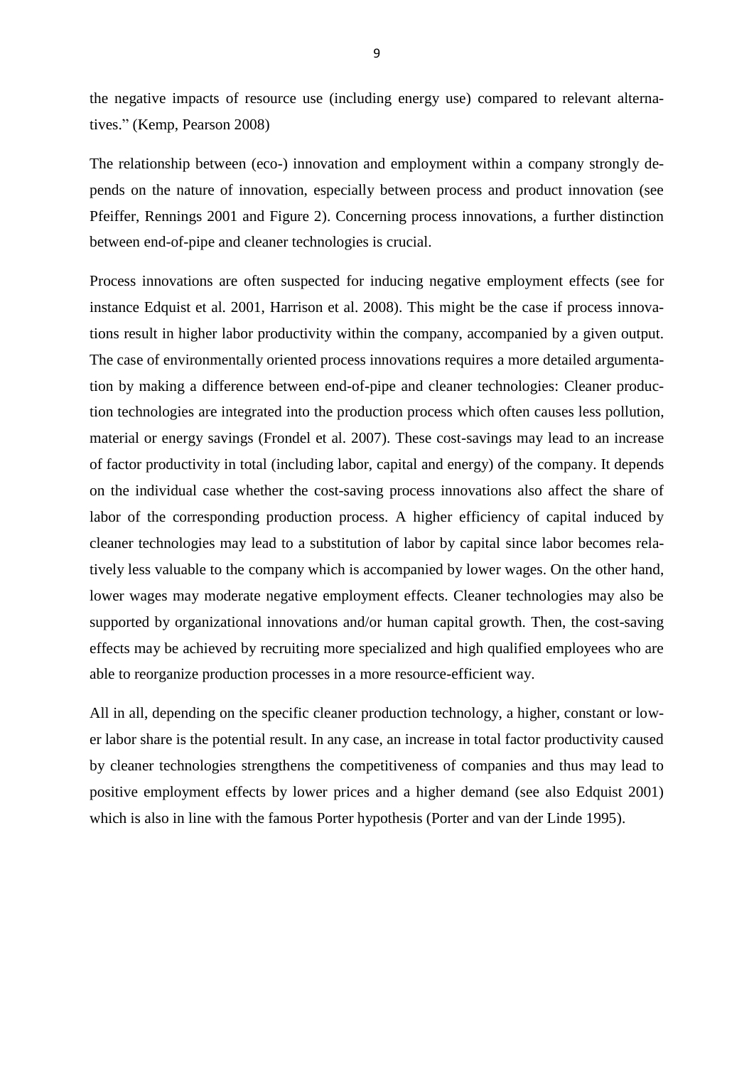the negative impacts of resource use (including energy use) compared to relevant alternatives." (Kemp, Pearson 2008)

The relationship between (eco-) innovation and employment within a company strongly depends on the nature of innovation, especially between process and product innovation (see Pfeiffer, Rennings 2001 and Figure 2). Concerning process innovations, a further distinction between end-of-pipe and cleaner technologies is crucial.

Process innovations are often suspected for inducing negative employment effects (see for instance Edquist et al. 2001, Harrison et al. 2008). This might be the case if process innovations result in higher labor productivity within the company, accompanied by a given output. The case of environmentally oriented process innovations requires a more detailed argumentation by making a difference between end-of-pipe and cleaner technologies: Cleaner production technologies are integrated into the production process which often causes less pollution, material or energy savings (Frondel et al. 2007). These cost-savings may lead to an increase of factor productivity in total (including labor, capital and energy) of the company. It depends on the individual case whether the cost-saving process innovations also affect the share of labor of the corresponding production process. A higher efficiency of capital induced by cleaner technologies may lead to a substitution of labor by capital since labor becomes relatively less valuable to the company which is accompanied by lower wages. On the other hand, lower wages may moderate negative employment effects. Cleaner technologies may also be supported by organizational innovations and/or human capital growth. Then, the cost-saving effects may be achieved by recruiting more specialized and high qualified employees who are able to reorganize production processes in a more resource-efficient way.

All in all, depending on the specific cleaner production technology, a higher, constant or lower labor share is the potential result. In any case, an increase in total factor productivity caused by cleaner technologies strengthens the competitiveness of companies and thus may lead to positive employment effects by lower prices and a higher demand (see also Edquist 2001) which is also in line with the famous Porter hypothesis (Porter and van der Linde 1995).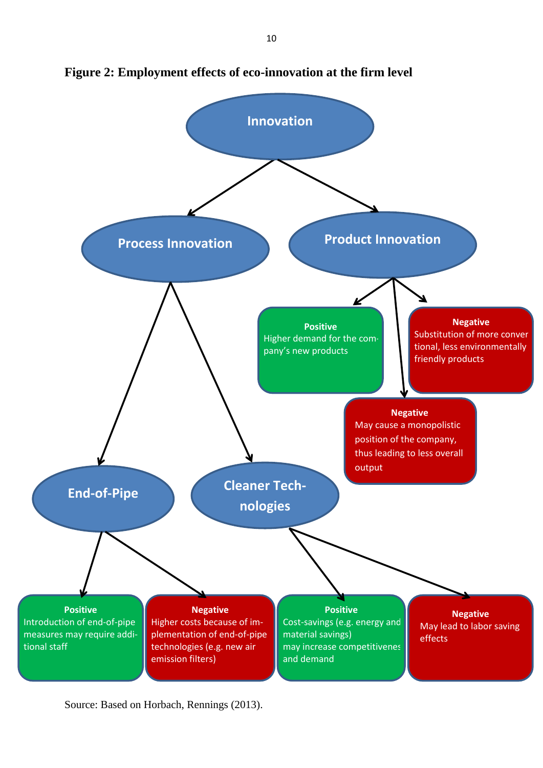**Figure 2: Employment effects of eco-innovation at the firm level**

- **Innovation**
  - **Process Innovation**
    - **End-of-Pipe**
      - **Positive**: Introduction of end-of-pipe measures may require additional staff
      - **Negative**: Higher costs because of implementation of end-of-pipe technologies (e.g. new air emission filters)
    - **Cleaner Technologies**
      - **Positive**: Cost-savings (e.g. energy and material savings) may increase competitiveness and demand
      - **Negative**: May lead to labor saving effects
  - **Product Innovation**
    - **Positive**: Higher demand for the company's new products
    - **Negative**: Substitution of more conventional, less environmentally friendly products
    - **Negative**: May cause a monopolistic position of the company, thus leading to less overall output

Source: Based on Horbach, Rennings (2013).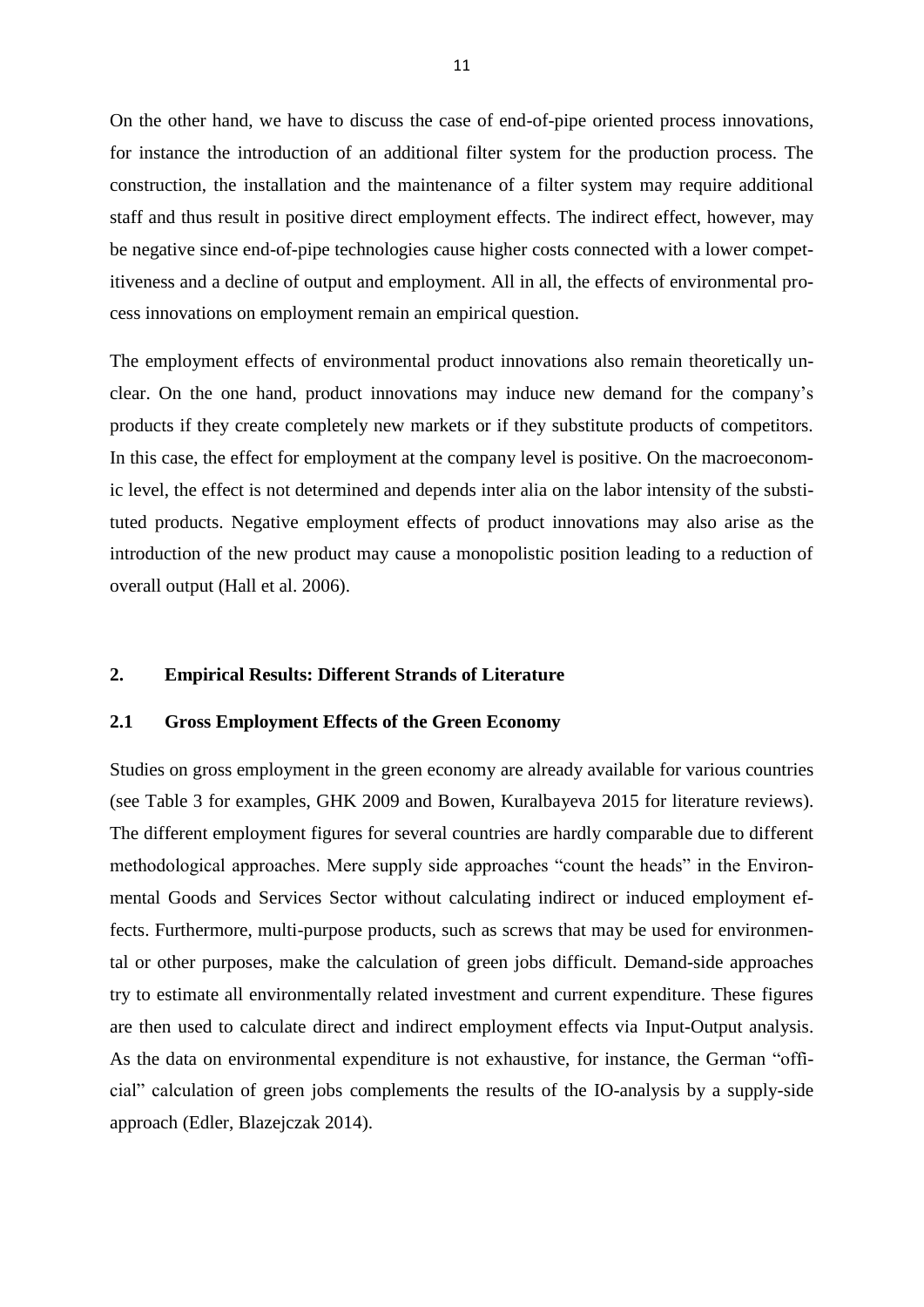On the other hand, we have to discuss the case of end-of-pipe oriented process innovations, for instance the introduction of an additional filter system for the production process. The construction, the installation and the maintenance of a filter system may require additional staff and thus result in positive direct employment effects. The indirect effect, however, may be negative since end-of-pipe technologies cause higher costs connected with a lower competitiveness and a decline of output and employment. All in all, the effects of environmental process innovations on employment remain an empirical question.

The employment effects of environmental product innovations also remain theoretically unclear. On the one hand, product innovations may induce new demand for the company's products if they create completely new markets or if they substitute products of competitors. In this case, the effect for employment at the company level is positive. On the macroeconomic level, the effect is not determined and depends inter alia on the labor intensity of the substituted products. Negative employment effects of product innovations may also arise as the introduction of the new product may cause a monopolistic position leading to a reduction of overall output (Hall et al. 2006).

## 2. Empirical Results: Different Strands of Literature

### 2.1 Gross Employment Effects of the Green Economy

Studies on gross employment in the green economy are already available for various countries (see Table 3 for examples, GHK 2009 and Bowen, Kuralbayeva 2015 for literature reviews). The different employment figures for several countries are hardly comparable due to different methodological approaches. Mere supply side approaches "count the heads" in the Environmental Goods and Services Sector without calculating indirect or induced employment effects. Furthermore, multi-purpose products, such as screws that may be used for environmental or other purposes, make the calculation of green jobs difficult. Demand-side approaches try to estimate all environmentally related investment and current expenditure. These figures are then used to calculate direct and indirect employment effects via Input-Output analysis. As the data on environmental expenditure is not exhaustive, for instance, the German "official" calculation of green jobs complements the results of the IO-analysis by a supply-side approach (Edler, Blazejczak 2014).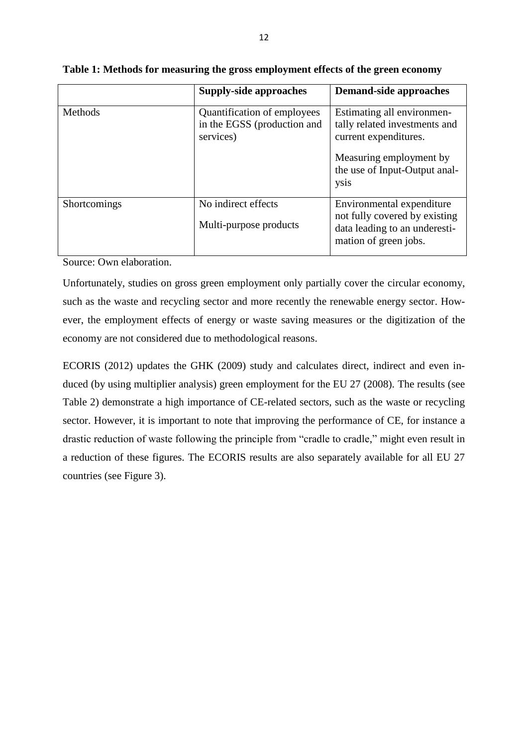**Table 1: Methods for measuring the gross employment effects of the green economy**

| | Supply-side approaches | Demand-side approaches |
|---|---|---|
| Methods | Quantification of employees in the EGSS (production and services) | Estimating all environmentally related investments and current expenditures.<br><br>Measuring employment by the use of Input-Output analysis |
| Shortcomings | No indirect effects<br><br>Multi-purpose products | Environmental expenditure not fully covered by existing data leading to an underestimation of green jobs. |

Source: Own elaboration.

Unfortunately, studies on gross green employment only partially cover the circular economy, such as the waste and recycling sector and more recently the renewable energy sector. However, the employment effects of energy or waste saving measures or the digitization of the economy are not considered due to methodological reasons.

ECORIS (2012) updates the GHK (2009) study and calculates direct, indirect and even induced (by using multiplier analysis) green employment for the EU 27 (2008). The results (see Table 2) demonstrate a high importance of CE-related sectors, such as the waste or recycling sector. However, it is important to note that improving the performance of CE, for instance a drastic reduction of waste following the principle from "cradle to cradle," might even result in a reduction of these figures. The ECORIS results are also separately available for all EU 27 countries (see Figure 3).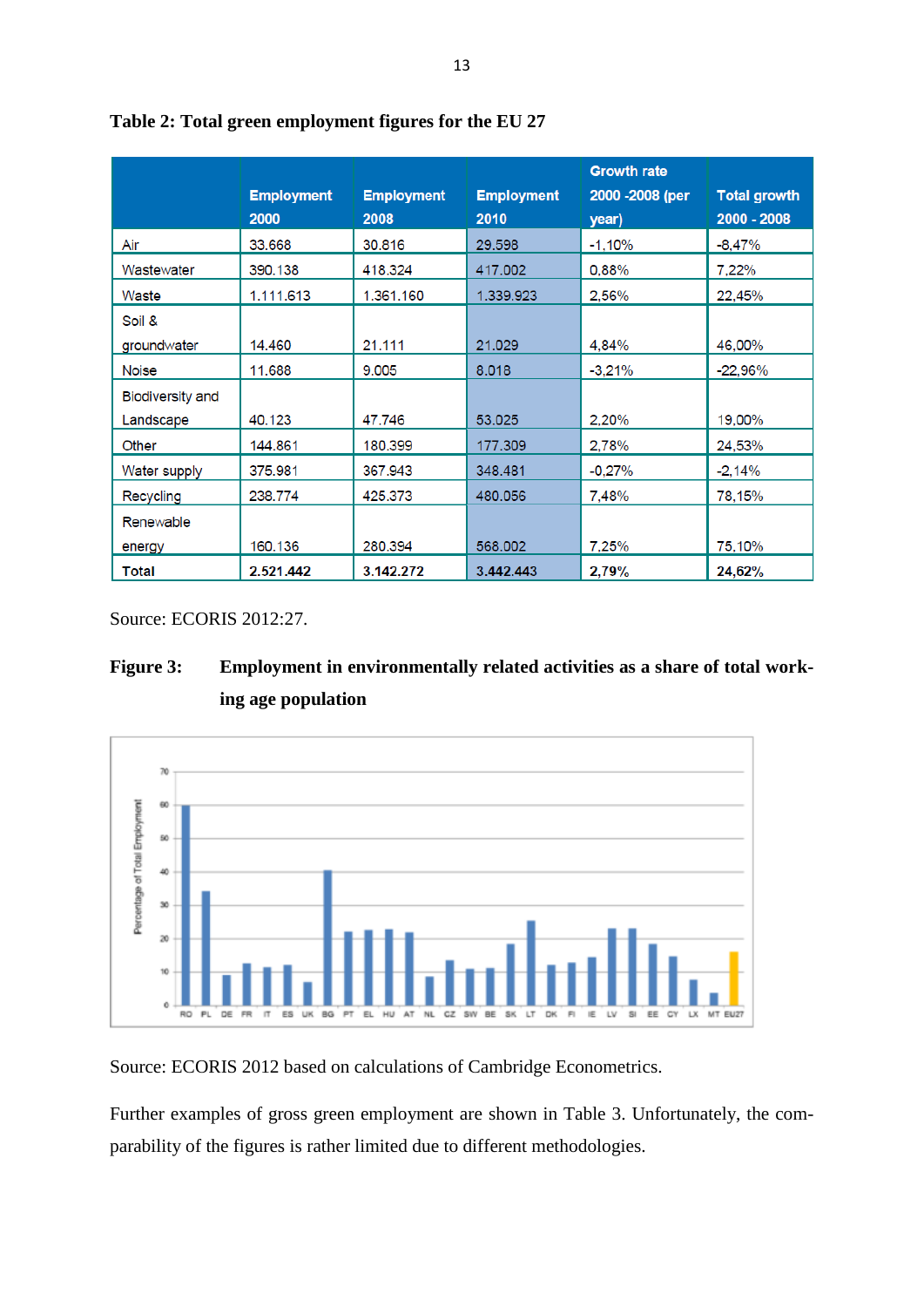**Table 2: Total green employment figures for the EU 27**

| | Employment 2000 | Employment 2008 | Employment 2010 | Growth rate 2000 -2008 (per year) | Total growth 2000 - 2008 |
|---|---|---|---|---|---|
| Air | 33.668 | 30.816 | 29.598 | -1,10% | -8,47% |
| Wastewater | 390.138 | 418.324 | 417.002 | 0,88% | 7,22% |
| Waste | 1.111.613 | 1.361.160 | 1.339.923 | 2,56% | 22,45% |
| Soil & groundwater | 14.460 | 21.111 | 21.029 | 4,84% | 46,00% |
| Noise | 11.688 | 9.005 | 8.018 | -3,21% | -22,96% |
| Biodiversity and Landscape | 40.123 | 47.746 | 53.025 | 2,20% | 19,00% |
| Other | 144.861 | 180.399 | 177.309 | 2,78% | 24,53% |
| Water supply | 375.981 | 367.943 | 348.481 | -0,27% | -2,14% |
| Recycling | 238.774 | 425.373 | 480.056 | 7,48% | 78,15% |
| Renewable energy | 160.136 | 280.394 | 568.002 | 7,25% | 75,10% |
| **Total** | **2.521.442** | **3.142.272** | **3.442.443** | **2,79%** | **24,62%** |

Source: ECORIS 2012:27.

**Figure 3: Employment in environmentally related activities as a share of total working age population**

Source: ECORIS 2012 based on calculations of Cambridge Econometrics.

Further examples of gross green employment are shown in Table 3. Unfortunately, the comparability of the figures is rather limited due to different methodologies.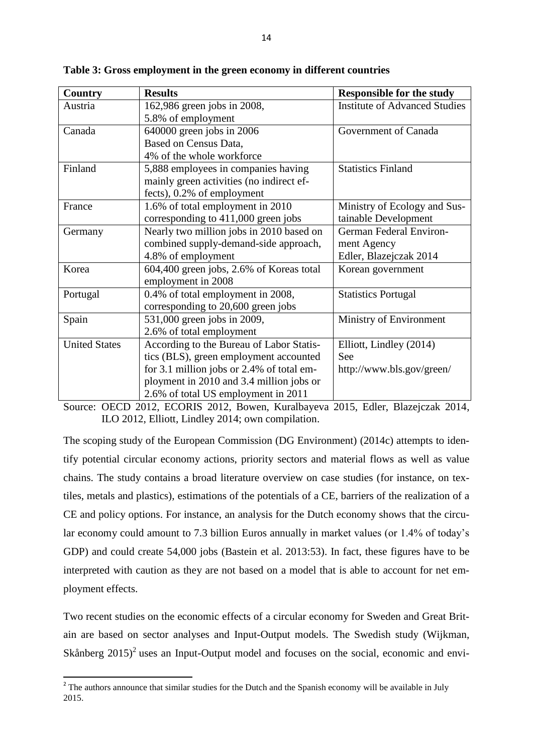**Table 3: Gross employment in the green economy in different countries**

| Country | Results | Responsible for the study |
|---|---|---|
| Austria | 162,986 green jobs in 2008, 5.8% of employment | Institute of Advanced Studies |
| Canada | 640000 green jobs in 2006 Based on Census Data, 4% of the whole workforce | Government of Canada |
| Finland | 5,888 employees in companies having mainly green activities (no indirect effects), 0.2% of employment | Statistics Finland |
| France | 1.6% of total employment in 2010 corresponding to 411,000 green jobs | Ministry of Ecology and Sustainable Development |
| Germany | Nearly two million jobs in 2010 based on combined supply-demand-side approach, 4.8% of employment | German Federal Environment Agency Edler, Blazejczak 2014 |
| Korea | 604,400 green jobs, 2.6% of Koreas total employment in 2008 | Korean government |
| Portugal | 0.4% of total employment in 2008, corresponding to 20,600 green jobs | Statistics Portugal |
| Spain | 531,000 green jobs in 2009, 2.6% of total employment | Ministry of Environment |
| United States | According to the Bureau of Labor Statistics (BLS), green employment accounted for 3.1 million jobs or 2.4% of total employment in 2010 and 3.4 million jobs or 2.6% of total US employment in 2011 | Elliott, Lindley (2014) See http://www.bls.gov/green/ |

Source: OECD 2012, ECORIS 2012, Bowen, Kuralbayeva 2015, Edler, Blazejczak 2014, ILO 2012, Elliott, Lindley 2014; own compilation.

The scoping study of the European Commission (DG Environment) (2014c) attempts to identify potential circular economy actions, priority sectors and material flows as well as value chains. The study contains a broad literature overview on case studies (for instance, on textiles, metals and plastics), estimations of the potentials of a CE, barriers of the realization of a CE and policy options. For instance, an analysis for the Dutch economy shows that the circular economy could amount to 7.3 billion Euros annually in market values (or 1.4% of today's GDP) and could create 54,000 jobs (Bastein et al. 2013:53). In fact, these figures have to be interpreted with caution as they are not based on a model that is able to account for net employment effects.

Two recent studies on the economic effects of a circular economy for Sweden and Great Britain are based on sector analyses and Input-Output models. The Swedish study (Wijkman, Skånberg 2015)[2] uses an Input-Output model and focuses on the social, economic and envi-

[2] The authors announce that similar studies for the Dutch and the Spanish economy will be available in July 2015.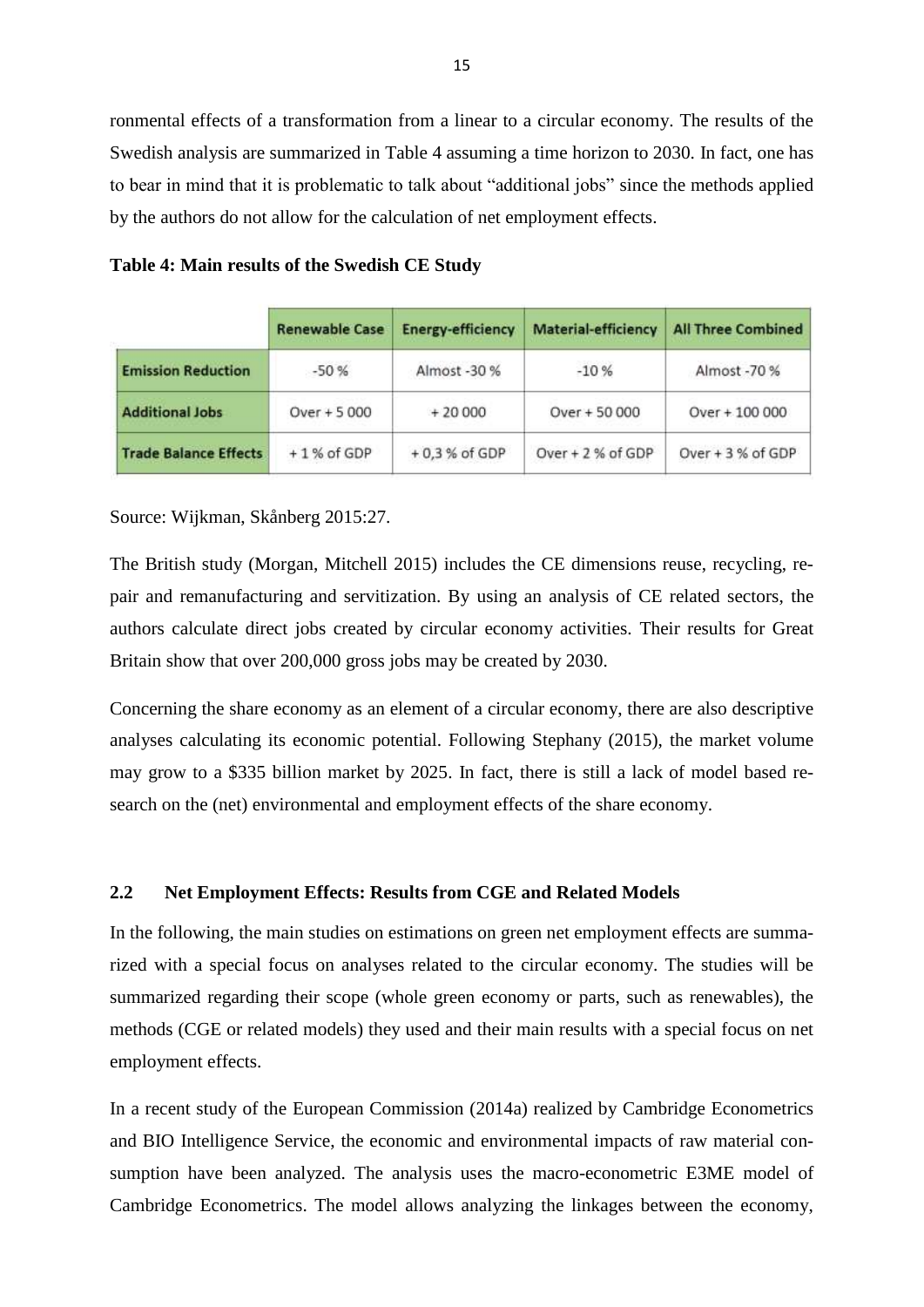ronmental effects of a transformation from a linear to a circular economy. The results of the Swedish analysis are summarized in Table 4 assuming a time horizon to 2030. In fact, one has to bear in mind that it is problematic to talk about "additional jobs" since the methods applied by the authors do not allow for the calculation of net employment effects.

**Table 4: Main results of the Swedish CE Study**

| | Renewable Case | Energy-efficiency | Material-efficiency | All Three Combined |
|---|---|---|---|---|
| **Emission Reduction** | -50 % | Almost -30 % | -10 % | Almost -70 % |
| **Additional Jobs** | Over + 5 000 | + 20 000 | Over + 50 000 | Over + 100 000 |
| **Trade Balance Effects** | + 1 % of GDP | + 0,3 % of GDP | Over + 2 % of GDP | Over + 3 % of GDP |

Source: Wijkman, Skånberg 2015:27.

The British study (Morgan, Mitchell 2015) includes the CE dimensions reuse, recycling, repair and remanufacturing and servitization. By using an analysis of CE related sectors, the authors calculate direct jobs created by circular economy activities. Their results for Great Britain show that over 200,000 gross jobs may be created by 2030.

Concerning the share economy as an element of a circular economy, there are also descriptive analyses calculating its economic potential. Following Stephany (2015), the market volume may grow to a $335 billion market by 2025. In fact, there is still a lack of model based research on the (net) environmental and employment effects of the share economy.

## 2.2 Net Employment Effects: Results from CGE and Related Models

In the following, the main studies on estimations on green net employment effects are summarized with a special focus on analyses related to the circular economy. The studies will be summarized regarding their scope (whole green economy or parts, such as renewables), the methods (CGE or related models) they used and their main results with a special focus on net employment effects.

In a recent study of the European Commission (2014a) realized by Cambridge Econometrics and BIO Intelligence Service, the economic and environmental impacts of raw material consumption have been analyzed. The analysis uses the macro-econometric E3ME model of Cambridge Econometrics. The model allows analyzing the linkages between the economy,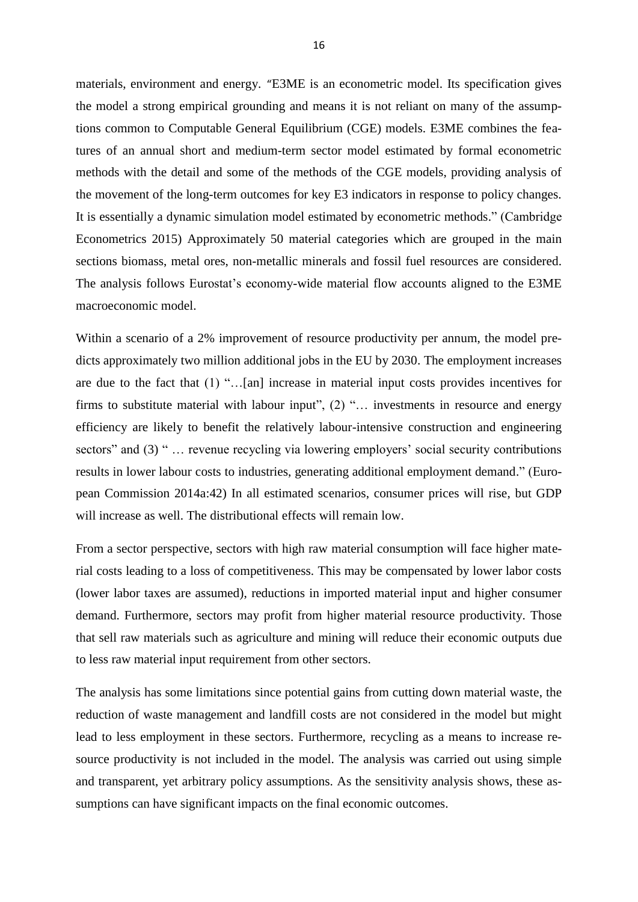materials, environment and energy. "E3ME is an econometric model. Its specification gives the model a strong empirical grounding and means it is not reliant on many of the assumptions common to Computable General Equilibrium (CGE) models. E3ME combines the features of an annual short and medium-term sector model estimated by formal econometric methods with the detail and some of the methods of the CGE models, providing analysis of the movement of the long-term outcomes for key E3 indicators in response to policy changes. It is essentially a dynamic simulation model estimated by econometric methods." (Cambridge Econometrics 2015) Approximately 50 material categories which are grouped in the main sections biomass, metal ores, non-metallic minerals and fossil fuel resources are considered. The analysis follows Eurostat's economy-wide material flow accounts aligned to the E3ME macroeconomic model.

Within a scenario of a 2% improvement of resource productivity per annum, the model predicts approximately two million additional jobs in the EU by 2030. The employment increases are due to the fact that (1) "…[an] increase in material input costs provides incentives for firms to substitute material with labour input", (2) "… investments in resource and energy efficiency are likely to benefit the relatively labour-intensive construction and engineering sectors" and (3) " … revenue recycling via lowering employers' social security contributions results in lower labour costs to industries, generating additional employment demand." (European Commission 2014a:42) In all estimated scenarios, consumer prices will rise, but GDP will increase as well. The distributional effects will remain low.

From a sector perspective, sectors with high raw material consumption will face higher material costs leading to a loss of competitiveness. This may be compensated by lower labor costs (lower labor taxes are assumed), reductions in imported material input and higher consumer demand. Furthermore, sectors may profit from higher material resource productivity. Those that sell raw materials such as agriculture and mining will reduce their economic outputs due to less raw material input requirement from other sectors.

The analysis has some limitations since potential gains from cutting down material waste, the reduction of waste management and landfill costs are not considered in the model but might lead to less employment in these sectors. Furthermore, recycling as a means to increase resource productivity is not included in the model. The analysis was carried out using simple and transparent, yet arbitrary policy assumptions. As the sensitivity analysis shows, these assumptions can have significant impacts on the final economic outcomes.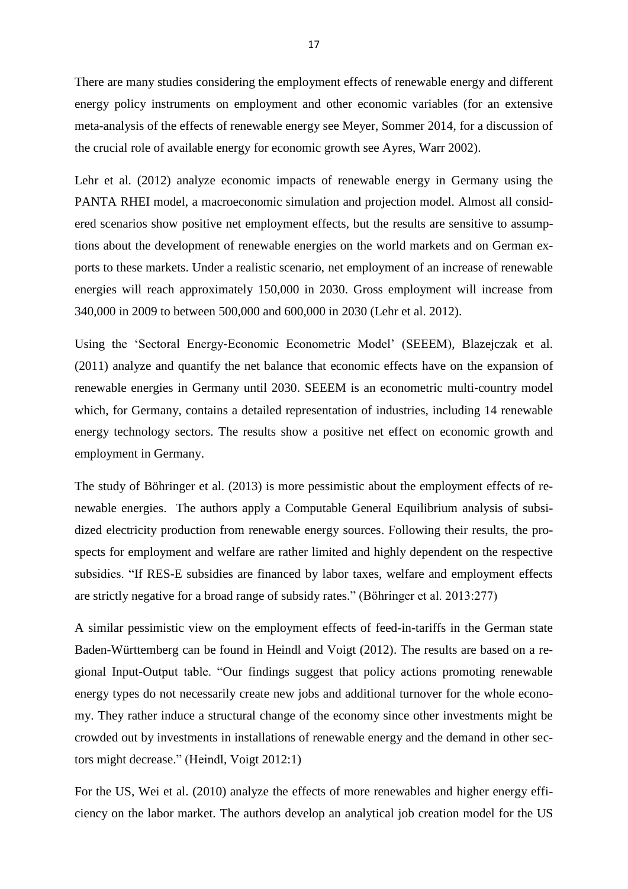There are many studies considering the employment effects of renewable energy and different energy policy instruments on employment and other economic variables (for an extensive meta-analysis of the effects of renewable energy see Meyer, Sommer 2014, for a discussion of the crucial role of available energy for economic growth see Ayres, Warr 2002).

Lehr et al. (2012) analyze economic impacts of renewable energy in Germany using the PANTA RHEI model, a macroeconomic simulation and projection model. Almost all considered scenarios show positive net employment effects, but the results are sensitive to assumptions about the development of renewable energies on the world markets and on German exports to these markets. Under a realistic scenario, net employment of an increase of renewable energies will reach approximately 150,000 in 2030. Gross employment will increase from 340,000 in 2009 to between 500,000 and 600,000 in 2030 (Lehr et al. 2012).

Using the 'Sectoral Energy-Economic Econometric Model' (SEEEM), Blazejczak et al. (2011) analyze and quantify the net balance that economic effects have on the expansion of renewable energies in Germany until 2030. SEEEM is an econometric multi-country model which, for Germany, contains a detailed representation of industries, including 14 renewable energy technology sectors. The results show a positive net effect on economic growth and employment in Germany.

The study of Böhringer et al. (2013) is more pessimistic about the employment effects of renewable energies. The authors apply a Computable General Equilibrium analysis of subsidized electricity production from renewable energy sources. Following their results, the prospects for employment and welfare are rather limited and highly dependent on the respective subsidies. "If RES-E subsidies are financed by labor taxes, welfare and employment effects are strictly negative for a broad range of subsidy rates." (Böhringer et al. 2013:277)

A similar pessimistic view on the employment effects of feed-in-tariffs in the German state Baden-Württemberg can be found in Heindl and Voigt (2012). The results are based on a regional Input-Output table. "Our findings suggest that policy actions promoting renewable energy types do not necessarily create new jobs and additional turnover for the whole economy. They rather induce a structural change of the economy since other investments might be crowded out by investments in installations of renewable energy and the demand in other sectors might decrease." (Heindl, Voigt 2012:1)

For the US, Wei et al. (2010) analyze the effects of more renewables and higher energy efficiency on the labor market. The authors develop an analytical job creation model for the US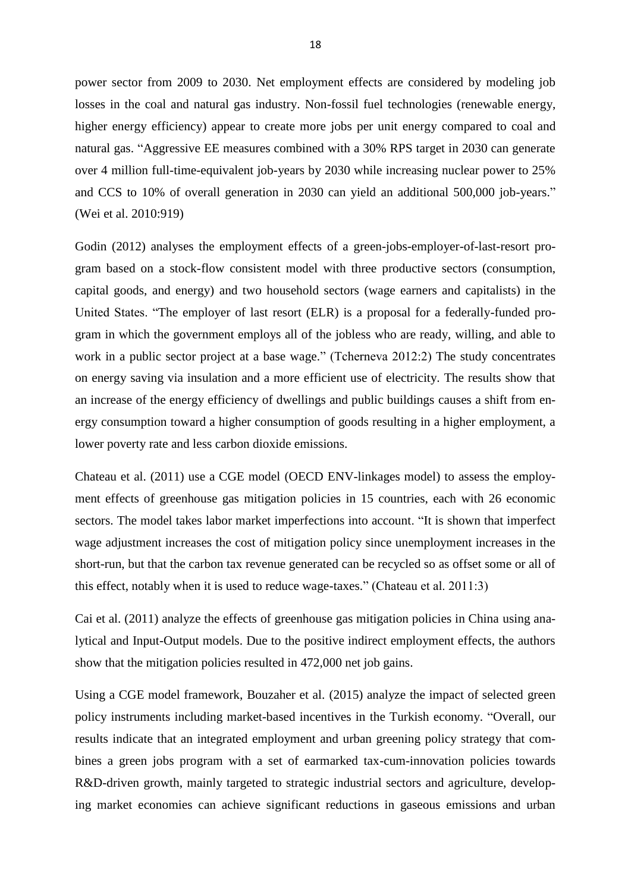power sector from 2009 to 2030. Net employment effects are considered by modeling job losses in the coal and natural gas industry. Non-fossil fuel technologies (renewable energy, higher energy efficiency) appear to create more jobs per unit energy compared to coal and natural gas. "Aggressive EE measures combined with a 30% RPS target in 2030 can generate over 4 million full-time-equivalent job-years by 2030 while increasing nuclear power to 25% and CCS to 10% of overall generation in 2030 can yield an additional 500,000 job-years." (Wei et al. 2010:919)

Godin (2012) analyses the employment effects of a green-jobs-employer-of-last-resort program based on a stock-flow consistent model with three productive sectors (consumption, capital goods, and energy) and two household sectors (wage earners and capitalists) in the United States. "The employer of last resort (ELR) is a proposal for a federally-funded program in which the government employs all of the jobless who are ready, willing, and able to work in a public sector project at a base wage." (Tcherneva 2012:2) The study concentrates on energy saving via insulation and a more efficient use of electricity. The results show that an increase of the energy efficiency of dwellings and public buildings causes a shift from energy consumption toward a higher consumption of goods resulting in a higher employment, a lower poverty rate and less carbon dioxide emissions.

Chateau et al. (2011) use a CGE model (OECD ENV-linkages model) to assess the employment effects of greenhouse gas mitigation policies in 15 countries, each with 26 economic sectors. The model takes labor market imperfections into account. "It is shown that imperfect wage adjustment increases the cost of mitigation policy since unemployment increases in the short-run, but that the carbon tax revenue generated can be recycled so as offset some or all of this effect, notably when it is used to reduce wage-taxes." (Chateau et al. 2011:3)

Cai et al. (2011) analyze the effects of greenhouse gas mitigation policies in China using analytical and Input-Output models. Due to the positive indirect employment effects, the authors show that the mitigation policies resulted in 472,000 net job gains.

Using a CGE model framework, Bouzaher et al. (2015) analyze the impact of selected green policy instruments including market-based incentives in the Turkish economy. "Overall, our results indicate that an integrated employment and urban greening policy strategy that combines a green jobs program with a set of earmarked tax-cum-innovation policies towards R&D-driven growth, mainly targeted to strategic industrial sectors and agriculture, developing market economies can achieve significant reductions in gaseous emissions and urban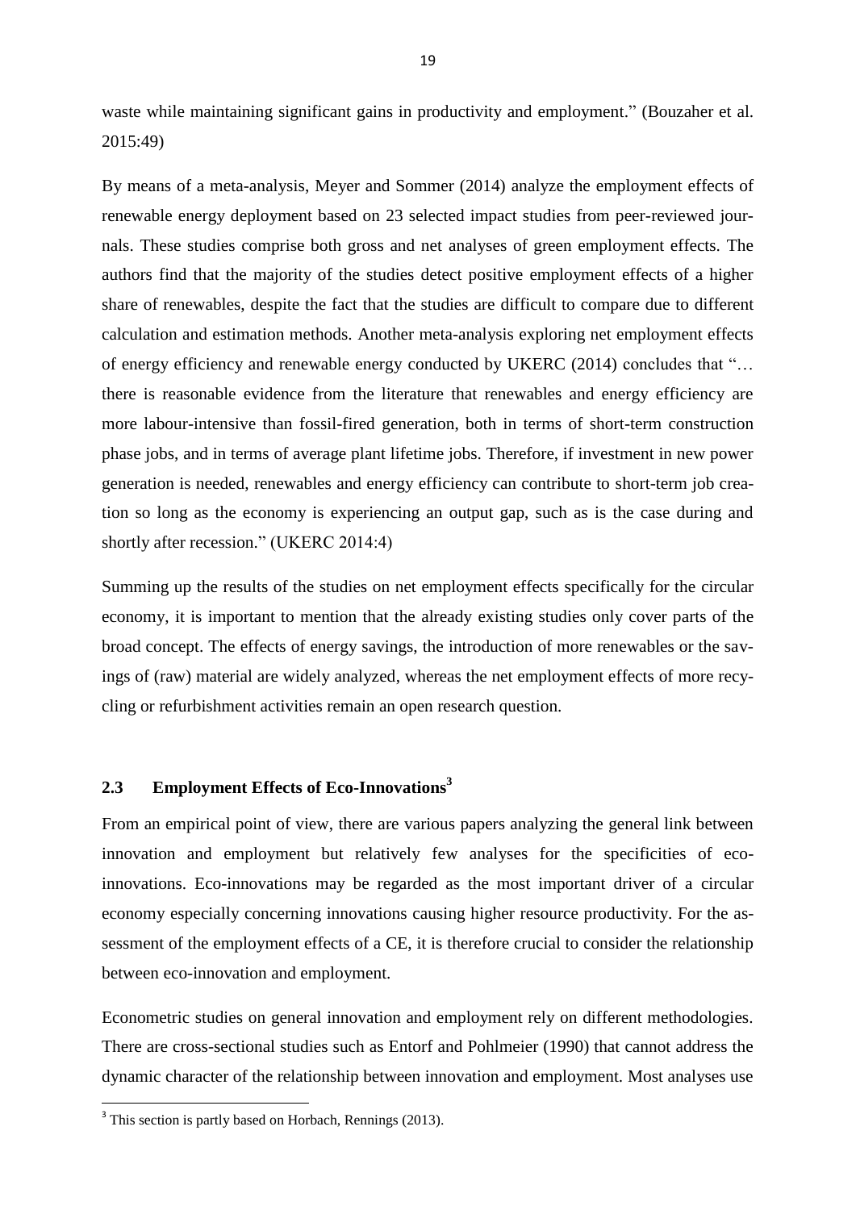waste while maintaining significant gains in productivity and employment." (Bouzaher et al. 2015:49)

By means of a meta-analysis, Meyer and Sommer (2014) analyze the employment effects of renewable energy deployment based on 23 selected impact studies from peer-reviewed journals. These studies comprise both gross and net analyses of green employment effects. The authors find that the majority of the studies detect positive employment effects of a higher share of renewables, despite the fact that the studies are difficult to compare due to different calculation and estimation methods. Another meta-analysis exploring net employment effects of energy efficiency and renewable energy conducted by UKERC (2014) concludes that "… there is reasonable evidence from the literature that renewables and energy efficiency are more labour-intensive than fossil-fired generation, both in terms of short-term construction phase jobs, and in terms of average plant lifetime jobs. Therefore, if investment in new power generation is needed, renewables and energy efficiency can contribute to short-term job creation so long as the economy is experiencing an output gap, such as is the case during and shortly after recession." (UKERC 2014:4)

Summing up the results of the studies on net employment effects specifically for the circular economy, it is important to mention that the already existing studies only cover parts of the broad concept. The effects of energy savings, the introduction of more renewables or the savings of (raw) material are widely analyzed, whereas the net employment effects of more recycling or refurbishment activities remain an open research question.

## 2.3 Employment Effects of Eco-Innovations[3]

From an empirical point of view, there are various papers analyzing the general link between innovation and employment but relatively few analyses for the specificities of eco-innovations. Eco-innovations may be regarded as the most important driver of a circular economy especially concerning innovations causing higher resource productivity. For the assessment of the employment effects of a CE, it is therefore crucial to consider the relationship between eco-innovation and employment.

Econometric studies on general innovation and employment rely on different methodologies. There are cross-sectional studies such as Entorf and Pohlmeier (1990) that cannot address the dynamic character of the relationship between innovation and employment. Most analyses use

[3] This section is partly based on Horbach, Rennings (2013).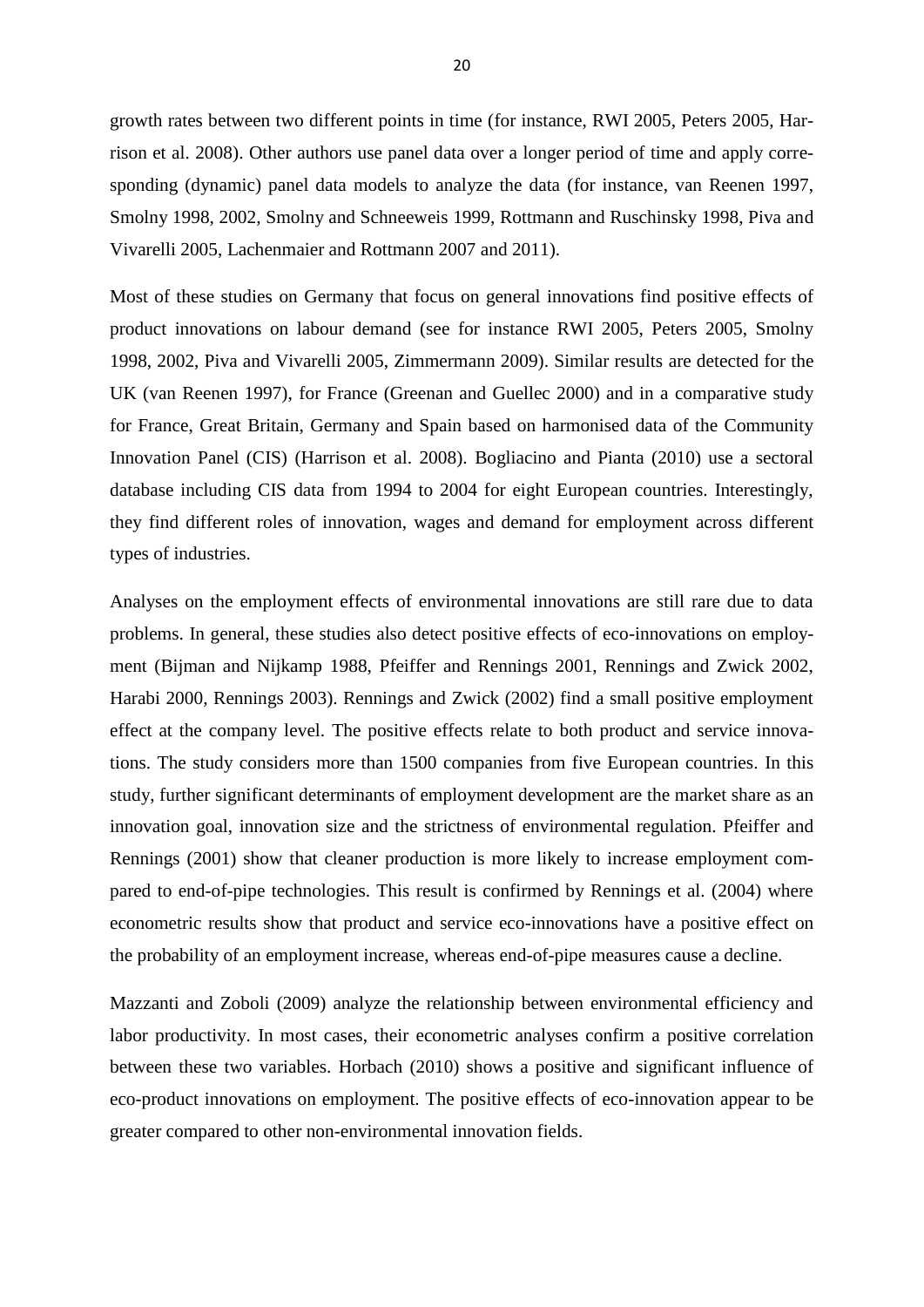growth rates between two different points in time (for instance, RWI 2005, Peters 2005, Harrison et al. 2008). Other authors use panel data over a longer period of time and apply corresponding (dynamic) panel data models to analyze the data (for instance, van Reenen 1997, Smolny 1998, 2002, Smolny and Schneeweis 1999, Rottmann and Ruschinsky 1998, Piva and Vivarelli 2005, Lachenmaier and Rottmann 2007 and 2011).

Most of these studies on Germany that focus on general innovations find positive effects of product innovations on labour demand (see for instance RWI 2005, Peters 2005, Smolny 1998, 2002, Piva and Vivarelli 2005, Zimmermann 2009). Similar results are detected for the UK (van Reenen 1997), for France (Greenan and Guellec 2000) and in a comparative study for France, Great Britain, Germany and Spain based on harmonised data of the Community Innovation Panel (CIS) (Harrison et al. 2008). Bogliacino and Pianta (2010) use a sectoral database including CIS data from 1994 to 2004 for eight European countries. Interestingly, they find different roles of innovation, wages and demand for employment across different types of industries.

Analyses on the employment effects of environmental innovations are still rare due to data problems. In general, these studies also detect positive effects of eco-innovations on employment (Bijman and Nijkamp 1988, Pfeiffer and Rennings 2001, Rennings and Zwick 2002, Harabi 2000, Rennings 2003). Rennings and Zwick (2002) find a small positive employment effect at the company level. The positive effects relate to both product and service innovations. The study considers more than 1500 companies from five European countries. In this study, further significant determinants of employment development are the market share as an innovation goal, innovation size and the strictness of environmental regulation. Pfeiffer and Rennings (2001) show that cleaner production is more likely to increase employment compared to end-of-pipe technologies. This result is confirmed by Rennings et al. (2004) where econometric results show that product and service eco-innovations have a positive effect on the probability of an employment increase, whereas end-of-pipe measures cause a decline.

Mazzanti and Zoboli (2009) analyze the relationship between environmental efficiency and labor productivity. In most cases, their econometric analyses confirm a positive correlation between these two variables. Horbach (2010) shows a positive and significant influence of eco-product innovations on employment. The positive effects of eco-innovation appear to be greater compared to other non-environmental innovation fields.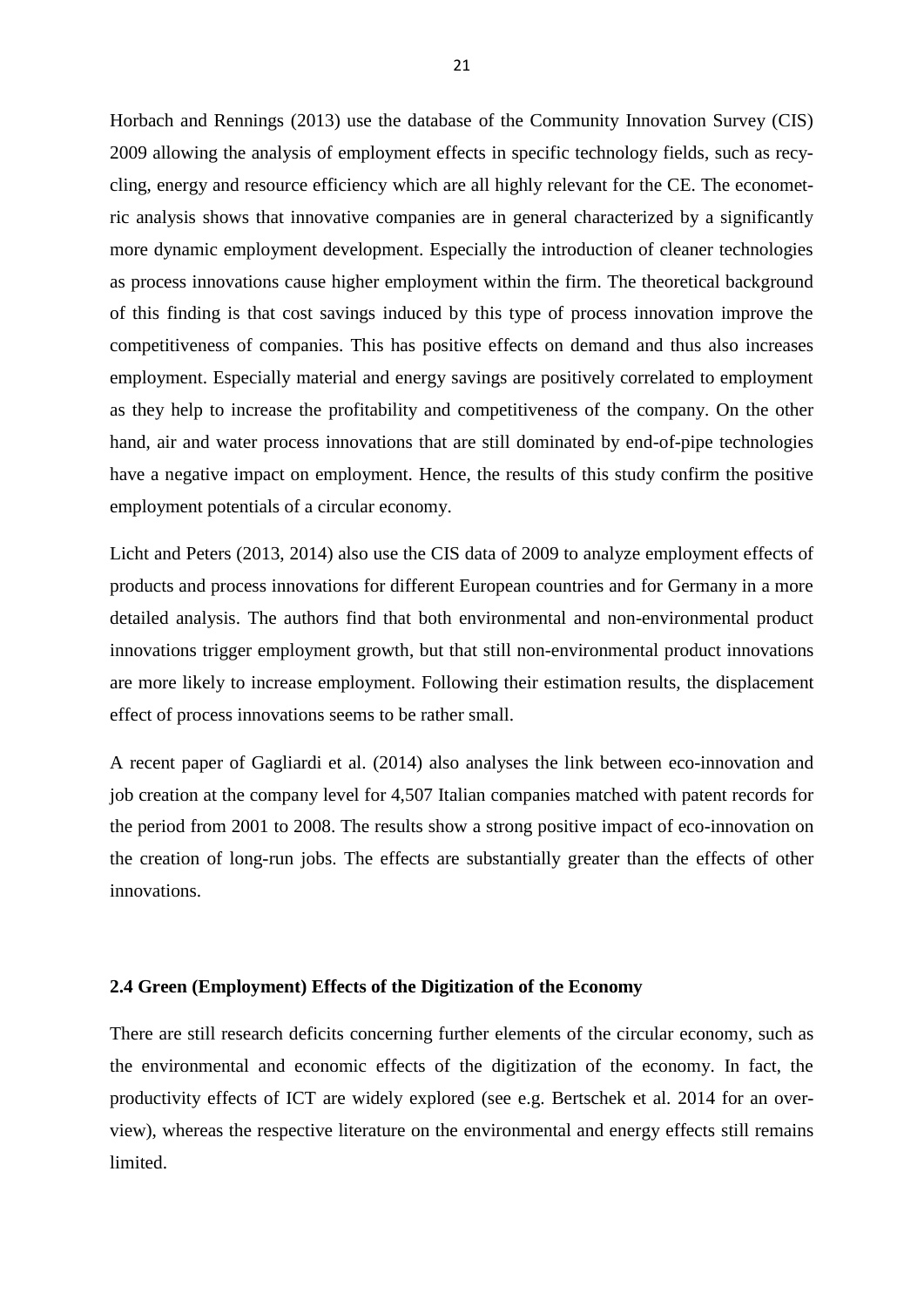Horbach and Rennings (2013) use the database of the Community Innovation Survey (CIS) 2009 allowing the analysis of employment effects in specific technology fields, such as recycling, energy and resource efficiency which are all highly relevant for the CE. The econometric analysis shows that innovative companies are in general characterized by a significantly more dynamic employment development. Especially the introduction of cleaner technologies as process innovations cause higher employment within the firm. The theoretical background of this finding is that cost savings induced by this type of process innovation improve the competitiveness of companies. This has positive effects on demand and thus also increases employment. Especially material and energy savings are positively correlated to employment as they help to increase the profitability and competitiveness of the company. On the other hand, air and water process innovations that are still dominated by end-of-pipe technologies have a negative impact on employment. Hence, the results of this study confirm the positive employment potentials of a circular economy.

Licht and Peters (2013, 2014) also use the CIS data of 2009 to analyze employment effects of products and process innovations for different European countries and for Germany in a more detailed analysis. The authors find that both environmental and non-environmental product innovations trigger employment growth, but that still non-environmental product innovations are more likely to increase employment. Following their estimation results, the displacement effect of process innovations seems to be rather small.

A recent paper of Gagliardi et al. (2014) also analyses the link between eco-innovation and job creation at the company level for 4,507 Italian companies matched with patent records for the period from 2001 to 2008. The results show a strong positive impact of eco-innovation on the creation of long-run jobs. The effects are substantially greater than the effects of other innovations.

## 2.4 Green (Employment) Effects of the Digitization of the Economy

There are still research deficits concerning further elements of the circular economy, such as the environmental and economic effects of the digitization of the economy. In fact, the productivity effects of ICT are widely explored (see e.g. Bertschek et al. 2014 for an overview), whereas the respective literature on the environmental and energy effects still remains limited.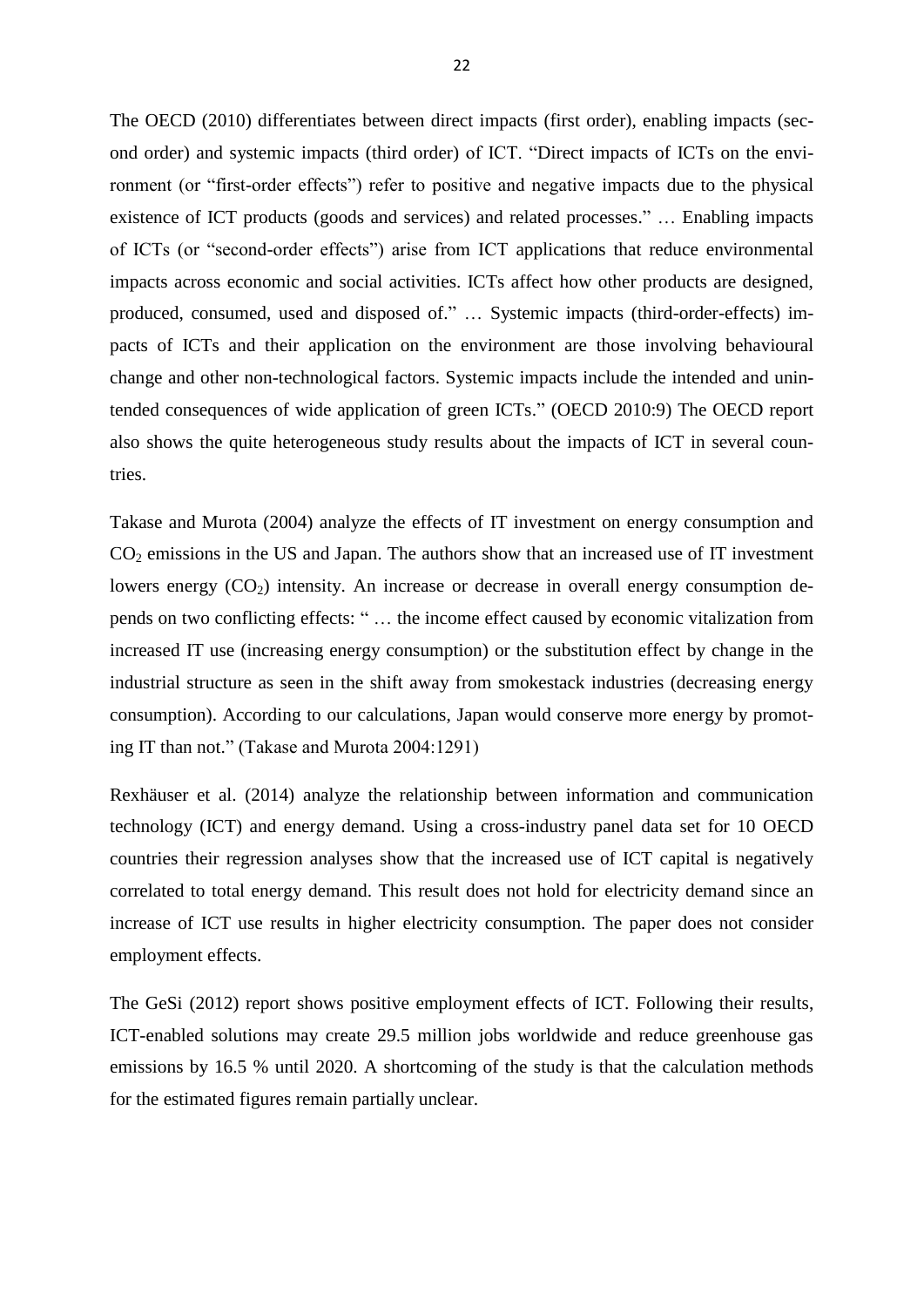The OECD (2010) differentiates between direct impacts (first order), enabling impacts (second order) and systemic impacts (third order) of ICT. "Direct impacts of ICTs on the environment (or "first-order effects") refer to positive and negative impacts due to the physical existence of ICT products (goods and services) and related processes." … Enabling impacts of ICTs (or "second-order effects") arise from ICT applications that reduce environmental impacts across economic and social activities. ICTs affect how other products are designed, produced, consumed, used and disposed of." … Systemic impacts (third-order-effects) impacts of ICTs and their application on the environment are those involving behavioural change and other non-technological factors. Systemic impacts include the intended and unintended consequences of wide application of green ICTs." (OECD 2010:9) The OECD report also shows the quite heterogeneous study results about the impacts of ICT in several countries.

Takase and Murota (2004) analyze the effects of IT investment on energy consumption and $CO_2$ emissions in the US and Japan. The authors show that an increased use of IT investment lowers energy ($CO_2$) intensity. An increase or decrease in overall energy consumption depends on two conflicting effects: " … the income effect caused by economic vitalization from increased IT use (increasing energy consumption) or the substitution effect by change in the industrial structure as seen in the shift away from smokestack industries (decreasing energy consumption). According to our calculations, Japan would conserve more energy by promoting IT than not." (Takase and Murota 2004:1291)

Rexhäuser et al. (2014) analyze the relationship between information and communication technology (ICT) and energy demand. Using a cross-industry panel data set for 10 OECD countries their regression analyses show that the increased use of ICT capital is negatively correlated to total energy demand. This result does not hold for electricity demand since an increase of ICT use results in higher electricity consumption. The paper does not consider employment effects.

The GeSi (2012) report shows positive employment effects of ICT. Following their results, ICT-enabled solutions may create 29.5 million jobs worldwide and reduce greenhouse gas emissions by 16.5 % until 2020. A shortcoming of the study is that the calculation methods for the estimated figures remain partially unclear.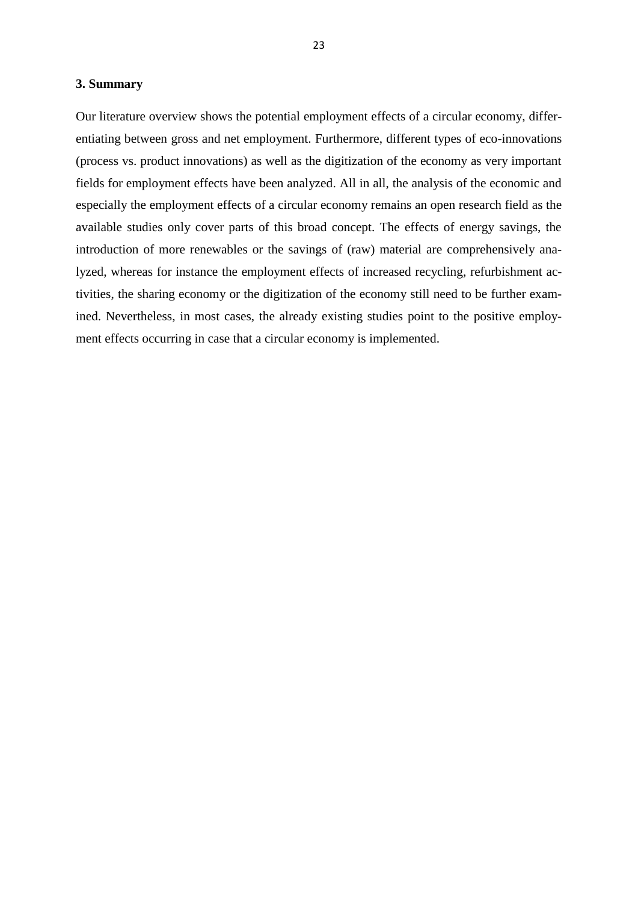## 3. Summary

Our literature overview shows the potential employment effects of a circular economy, differentiating between gross and net employment. Furthermore, different types of eco-innovations (process vs. product innovations) as well as the digitization of the economy as very important fields for employment effects have been analyzed. All in all, the analysis of the economic and especially the employment effects of a circular economy remains an open research field as the available studies only cover parts of this broad concept. The effects of energy savings, the introduction of more renewables or the savings of (raw) material are comprehensively analyzed, whereas for instance the employment effects of increased recycling, refurbishment activities, the sharing economy or the digitization of the economy still need to be further examined. Nevertheless, in most cases, the already existing studies point to the positive employment effects occurring in case that a circular economy is implemented.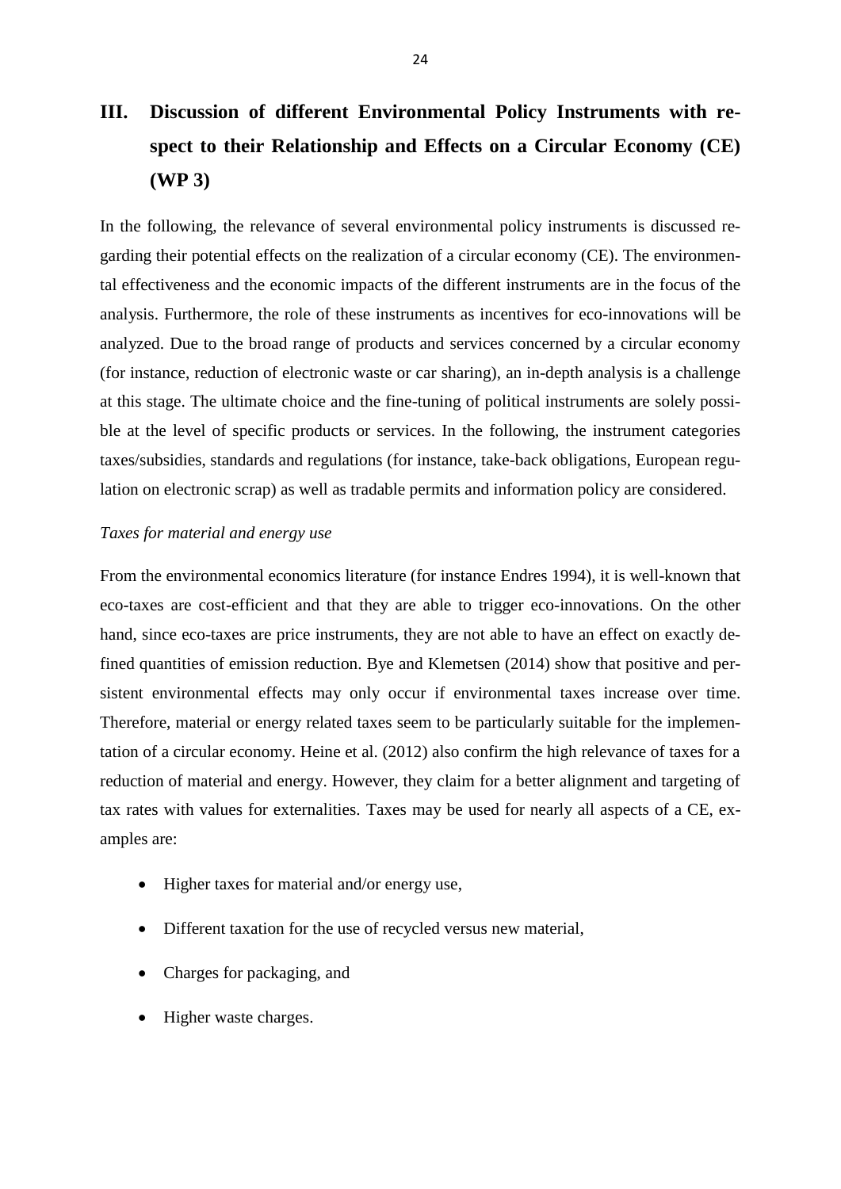# III. Discussion of different Environmental Policy Instruments with respect to their Relationship and Effects on a Circular Economy (CE) (WP 3)

In the following, the relevance of several environmental policy instruments is discussed regarding their potential effects on the realization of a circular economy (CE). The environmental effectiveness and the economic impacts of the different instruments are in the focus of the analysis. Furthermore, the role of these instruments as incentives for eco-innovations will be analyzed. Due to the broad range of products and services concerned by a circular economy (for instance, reduction of electronic waste or car sharing), an in-depth analysis is a challenge at this stage. The ultimate choice and the fine-tuning of political instruments are solely possible at the level of specific products or services. In the following, the instrument categories taxes/subsidies, standards and regulations (for instance, take-back obligations, European regulation on electronic scrap) as well as tradable permits and information policy are considered.

*Taxes for material and energy use*

From the environmental economics literature (for instance Endres 1994), it is well-known that eco-taxes are cost-efficient and that they are able to trigger eco-innovations. On the other hand, since eco-taxes are price instruments, they are not able to have an effect on exactly defined quantities of emission reduction. Bye and Klemetsen (2014) show that positive and persistent environmental effects may only occur if environmental taxes increase over time. Therefore, material or energy related taxes seem to be particularly suitable for the implementation of a circular economy. Heine et al. (2012) also confirm the high relevance of taxes for a reduction of material and energy. However, they claim for a better alignment and targeting of tax rates with values for externalities. Taxes may be used for nearly all aspects of a CE, examples are:

- Higher taxes for material and/or energy use,
- Different taxation for the use of recycled versus new material,
- Charges for packaging, and
- Higher waste charges.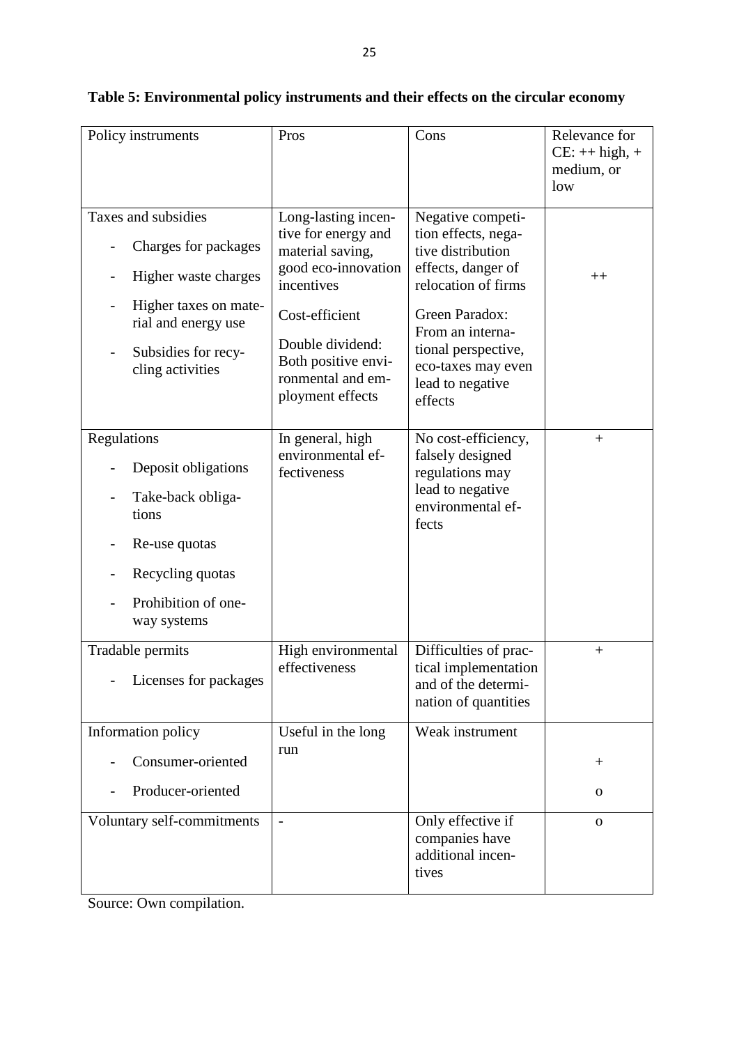**Table 5: Environmental policy instruments and their effects on the circular economy**

| Policy instruments | Pros | Cons | Relevance for CE: ++ high, + medium, or low |
|---|---|---|---|
| Taxes and subsidies<br>- Charges for packages<br>- Higher waste charges<br>- Higher taxes on material and energy use<br>- Subsidies for recycling activities | Long-lasting incentive for energy and material saving, good eco-innovation incentives<br><br>Cost-efficient<br><br>Double dividend: Both positive environmental and employment effects | Negative competition effects, negative distribution effects, danger of relocation of firms<br><br>Green Paradox: From an international perspective, eco-taxes may even lead to negative effects | ++ |
| Regulations<br>- Deposit obligations<br>- Take-back obligations<br>- Re-use quotas<br>- Recycling quotas<br>- Prohibition of one-way systems | In general, high environmental effectiveness | No cost-efficiency, falsely designed regulations may lead to negative environmental effects | + |
| Tradable permits<br>- Licenses for packages | High environmental effectiveness | Difficulties of practical implementation and of the determination of quantities | + |
| Information policy<br>- Consumer-oriented<br>- Producer-oriented | Useful in the long run | Weak instrument | <br>+<br>o |
| Voluntary self-commitments | - | Only effective if companies have additional incentives | o |

Source: Own compilation.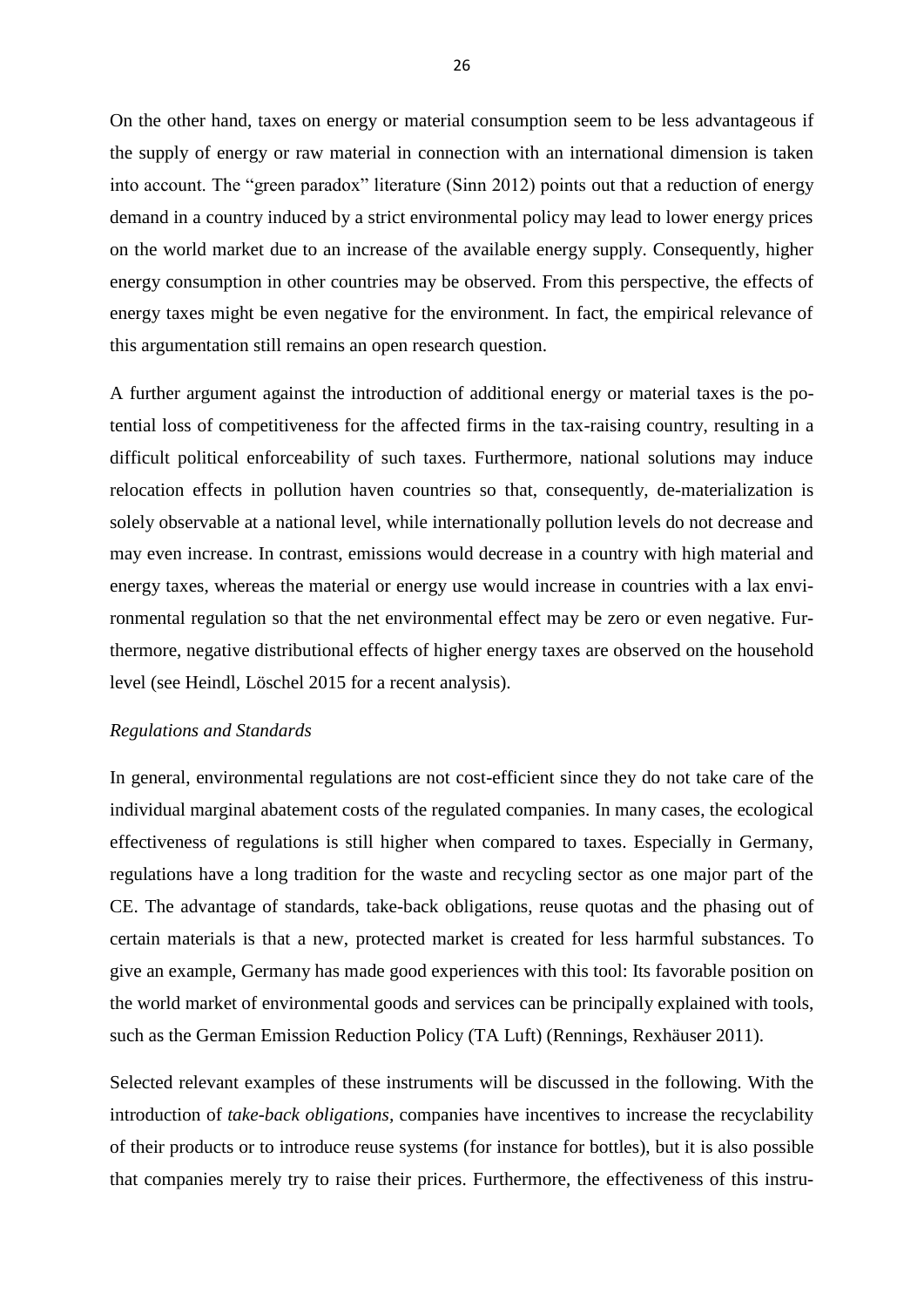On the other hand, taxes on energy or material consumption seem to be less advantageous if the supply of energy or raw material in connection with an international dimension is taken into account. The "green paradox" literature (Sinn 2012) points out that a reduction of energy demand in a country induced by a strict environmental policy may lead to lower energy prices on the world market due to an increase of the available energy supply. Consequently, higher energy consumption in other countries may be observed. From this perspective, the effects of energy taxes might be even negative for the environment. In fact, the empirical relevance of this argumentation still remains an open research question.

A further argument against the introduction of additional energy or material taxes is the potential loss of competitiveness for the affected firms in the tax-raising country, resulting in a difficult political enforceability of such taxes. Furthermore, national solutions may induce relocation effects in pollution haven countries so that, consequently, de-materialization is solely observable at a national level, while internationally pollution levels do not decrease and may even increase. In contrast, emissions would decrease in a country with high material and energy taxes, whereas the material or energy use would increase in countries with a lax environmental regulation so that the net environmental effect may be zero or even negative. Furthermore, negative distributional effects of higher energy taxes are observed on the household level (see Heindl, Löschel 2015 for a recent analysis).

*Regulations and Standards*

In general, environmental regulations are not cost-efficient since they do not take care of the individual marginal abatement costs of the regulated companies. In many cases, the ecological effectiveness of regulations is still higher when compared to taxes. Especially in Germany, regulations have a long tradition for the waste and recycling sector as one major part of the CE. The advantage of standards, take-back obligations, reuse quotas and the phasing out of certain materials is that a new, protected market is created for less harmful substances. To give an example, Germany has made good experiences with this tool: Its favorable position on the world market of environmental goods and services can be principally explained with tools, such as the German Emission Reduction Policy (TA Luft) (Rennings, Rexhäuser 2011).

Selected relevant examples of these instruments will be discussed in the following. With the introduction of *take-back obligations*, companies have incentives to increase the recyclability of their products or to introduce reuse systems (for instance for bottles), but it is also possible that companies merely try to raise their prices. Furthermore, the effectiveness of this instru-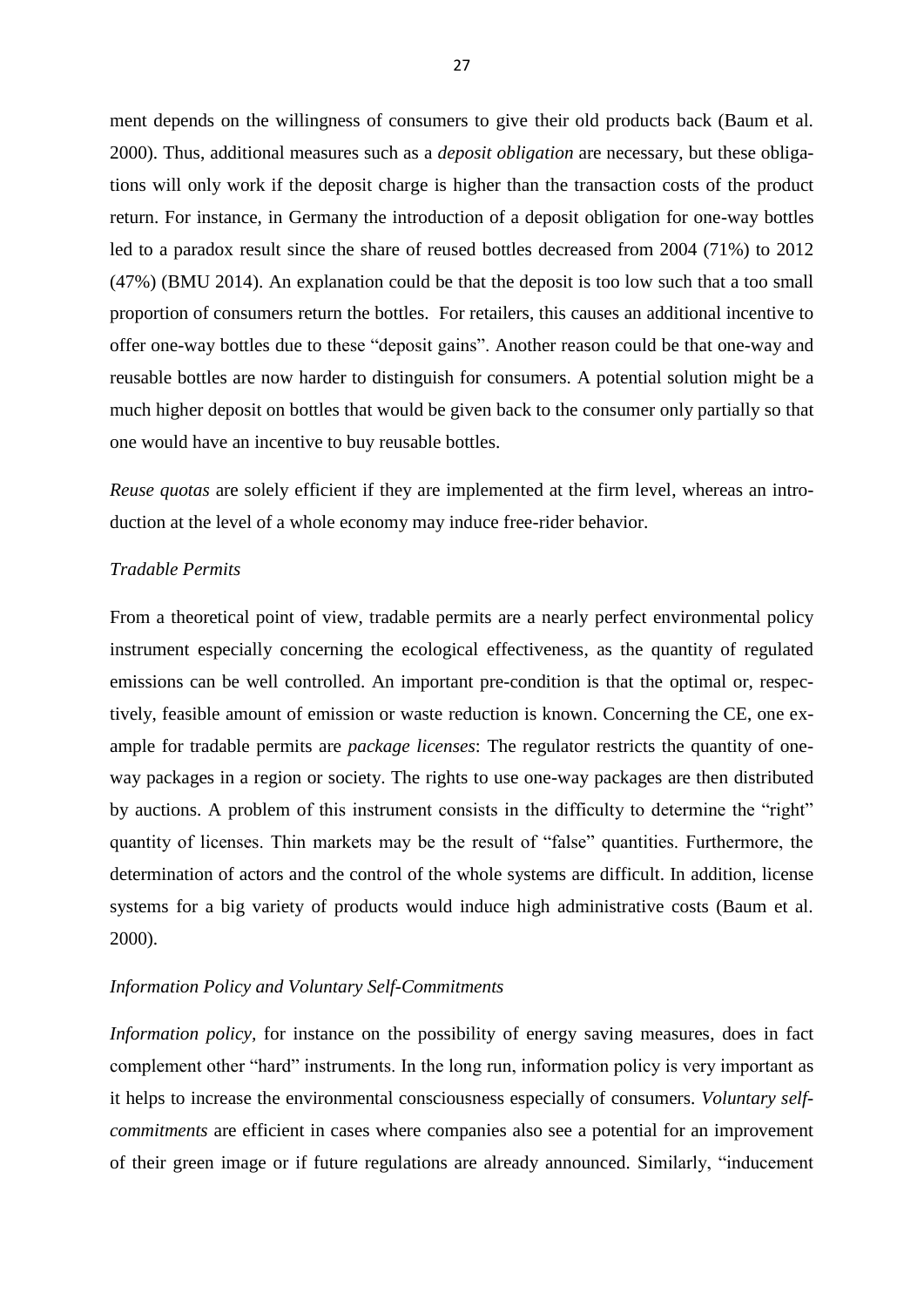ment depends on the willingness of consumers to give their old products back (Baum et al. 2000). Thus, additional measures such as a *deposit obligation* are necessary, but these obligations will only work if the deposit charge is higher than the transaction costs of the product return. For instance, in Germany the introduction of a deposit obligation for one-way bottles led to a paradox result since the share of reused bottles decreased from 2004 (71%) to 2012 (47%) (BMU 2014). An explanation could be that the deposit is too low such that a too small proportion of consumers return the bottles. For retailers, this causes an additional incentive to offer one-way bottles due to these "deposit gains". Another reason could be that one-way and reusable bottles are now harder to distinguish for consumers. A potential solution might be a much higher deposit on bottles that would be given back to the consumer only partially so that one would have an incentive to buy reusable bottles.

*Reuse quotas* are solely efficient if they are implemented at the firm level, whereas an introduction at the level of a whole economy may induce free-rider behavior.

*Tradable Permits*

From a theoretical point of view, tradable permits are a nearly perfect environmental policy instrument especially concerning the ecological effectiveness, as the quantity of regulated emissions can be well controlled. An important pre-condition is that the optimal or, respectively, feasible amount of emission or waste reduction is known. Concerning the CE, one example for tradable permits are *package licenses*: The regulator restricts the quantity of one-way packages in a region or society. The rights to use one-way packages are then distributed by auctions. A problem of this instrument consists in the difficulty to determine the "right" quantity of licenses. Thin markets may be the result of "false" quantities. Furthermore, the determination of actors and the control of the whole systems are difficult. In addition, license systems for a big variety of products would induce high administrative costs (Baum et al. 2000).

*Information Policy and Voluntary Self-Commitments*

*Information policy*, for instance on the possibility of energy saving measures, does in fact complement other "hard" instruments. In the long run, information policy is very important as it helps to increase the environmental consciousness especially of consumers. *Voluntary self-commitments* are efficient in cases where companies also see a potential for an improvement of their green image or if future regulations are already announced. Similarly, "inducement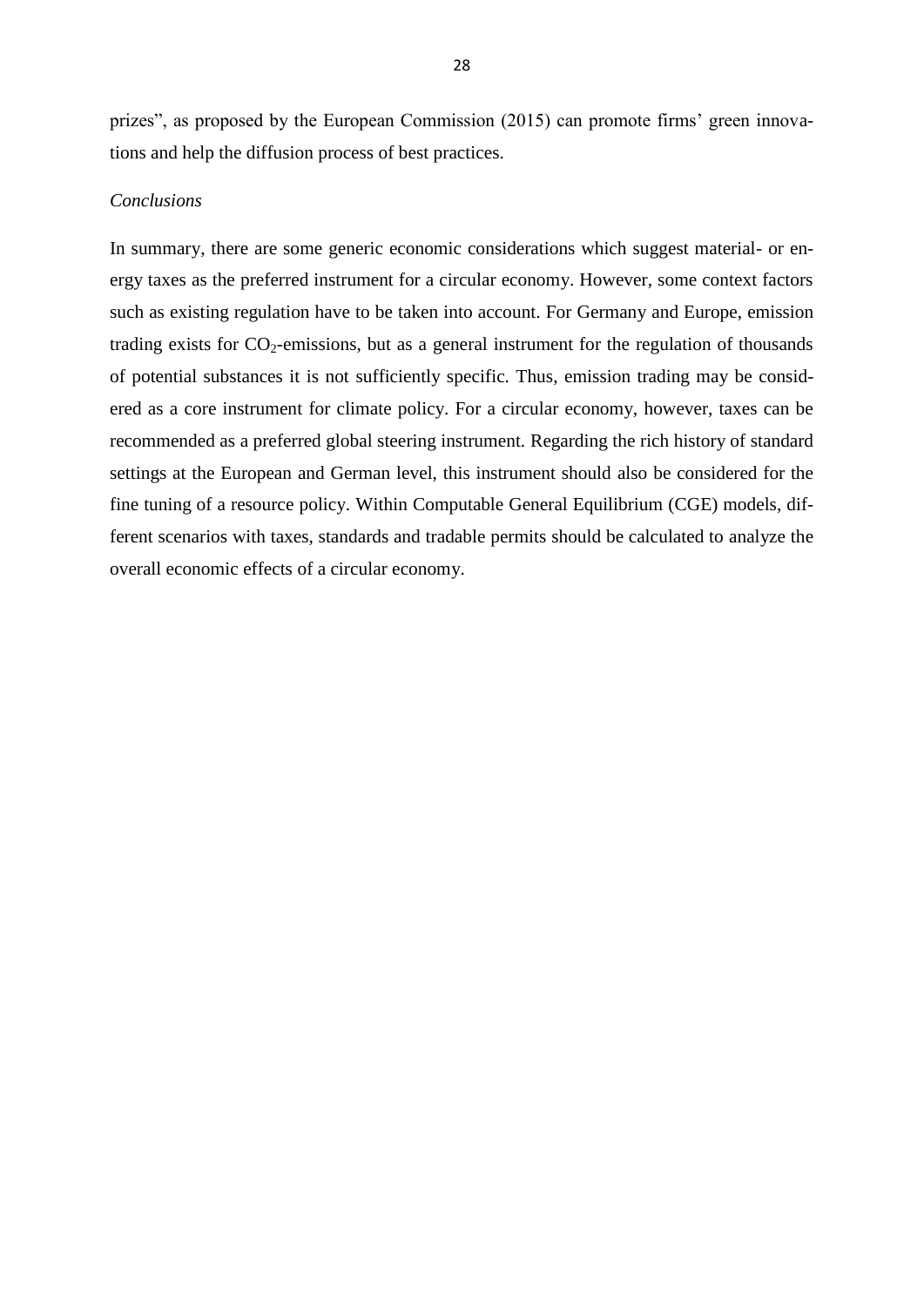prizes", as proposed by the European Commission (2015) can promote firms' green innovations and help the diffusion process of best practices.

*Conclusions*

In summary, there are some generic economic considerations which suggest material- or energy taxes as the preferred instrument for a circular economy. However, some context factors such as existing regulation have to be taken into account. For Germany and Europe, emission trading exists for $CO_2$-emissions, but as a general instrument for the regulation of thousands of potential substances it is not sufficiently specific. Thus, emission trading may be considered as a core instrument for climate policy. For a circular economy, however, taxes can be recommended as a preferred global steering instrument. Regarding the rich history of standard settings at the European and German level, this instrument should also be considered for the fine tuning of a resource policy. Within Computable General Equilibrium (CGE) models, different scenarios with taxes, standards and tradable permits should be calculated to analyze the overall economic effects of a circular economy.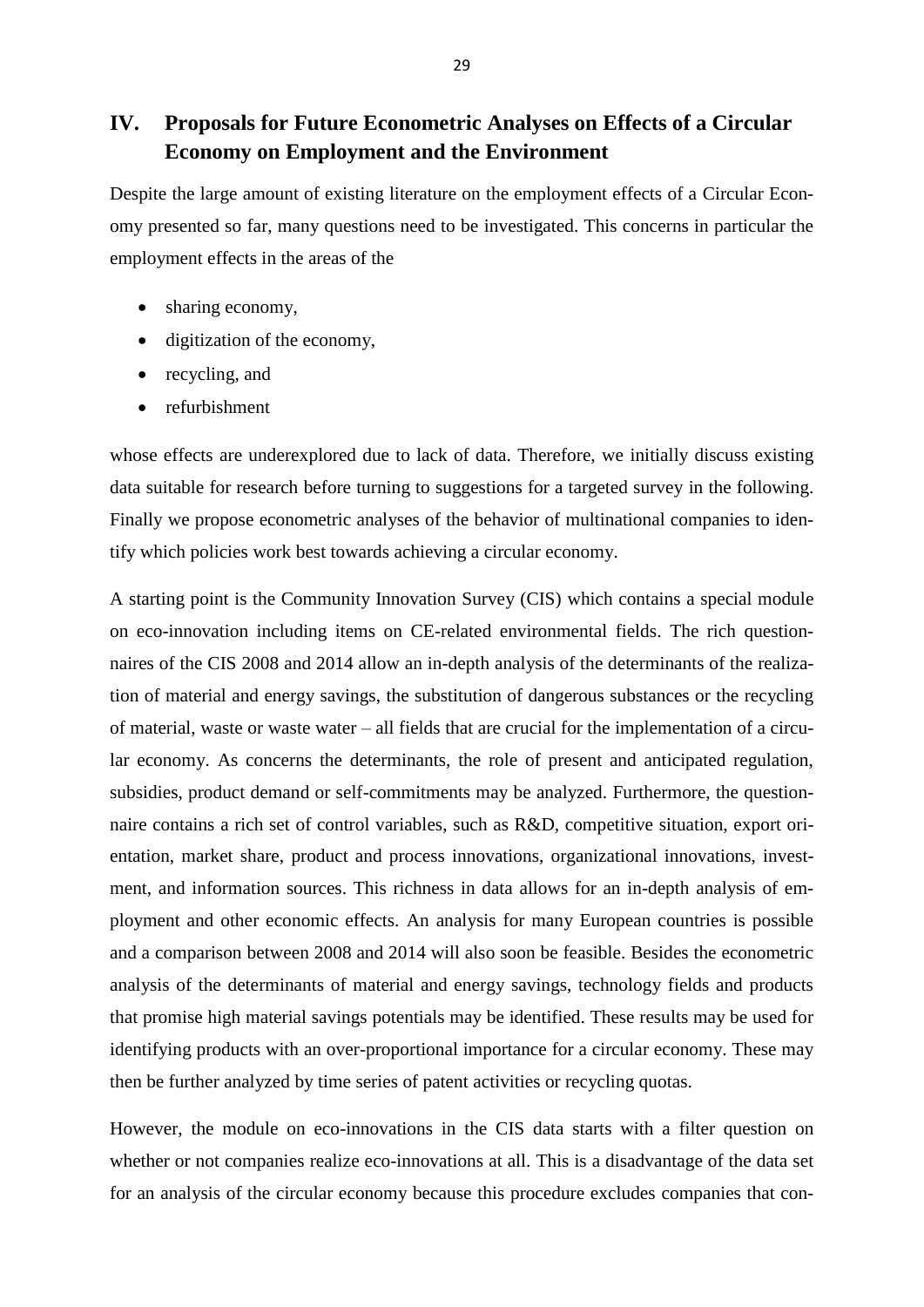## IV. Proposals for Future Econometric Analyses on Effects of a Circular Economy on Employment and the Environment

Despite the large amount of existing literature on the employment effects of a Circular Economy presented so far, many questions need to be investigated. This concerns in particular the employment effects in the areas of the

- sharing economy,
- digitization of the economy,
- recycling, and
- refurbishment

whose effects are underexplored due to lack of data. Therefore, we initially discuss existing data suitable for research before turning to suggestions for a targeted survey in the following. Finally we propose econometric analyses of the behavior of multinational companies to identify which policies work best towards achieving a circular economy.

A starting point is the Community Innovation Survey (CIS) which contains a special module on eco-innovation including items on CE-related environmental fields. The rich questionnaires of the CIS 2008 and 2014 allow an in-depth analysis of the determinants of the realization of material and energy savings, the substitution of dangerous substances or the recycling of material, waste or waste water – all fields that are crucial for the implementation of a circular economy. As concerns the determinants, the role of present and anticipated regulation, subsidies, product demand or self-commitments may be analyzed. Furthermore, the questionnaire contains a rich set of control variables, such as R&D, competitive situation, export orientation, market share, product and process innovations, organizational innovations, investment, and information sources. This richness in data allows for an in-depth analysis of employment and other economic effects. An analysis for many European countries is possible and a comparison between 2008 and 2014 will also soon be feasible. Besides the econometric analysis of the determinants of material and energy savings, technology fields and products that promise high material savings potentials may be identified. These results may be used for identifying products with an over-proportional importance for a circular economy. These may then be further analyzed by time series of patent activities or recycling quotas.

However, the module on eco-innovations in the CIS data starts with a filter question on whether or not companies realize eco-innovations at all. This is a disadvantage of the data set for an analysis of the circular economy because this procedure excludes companies that con-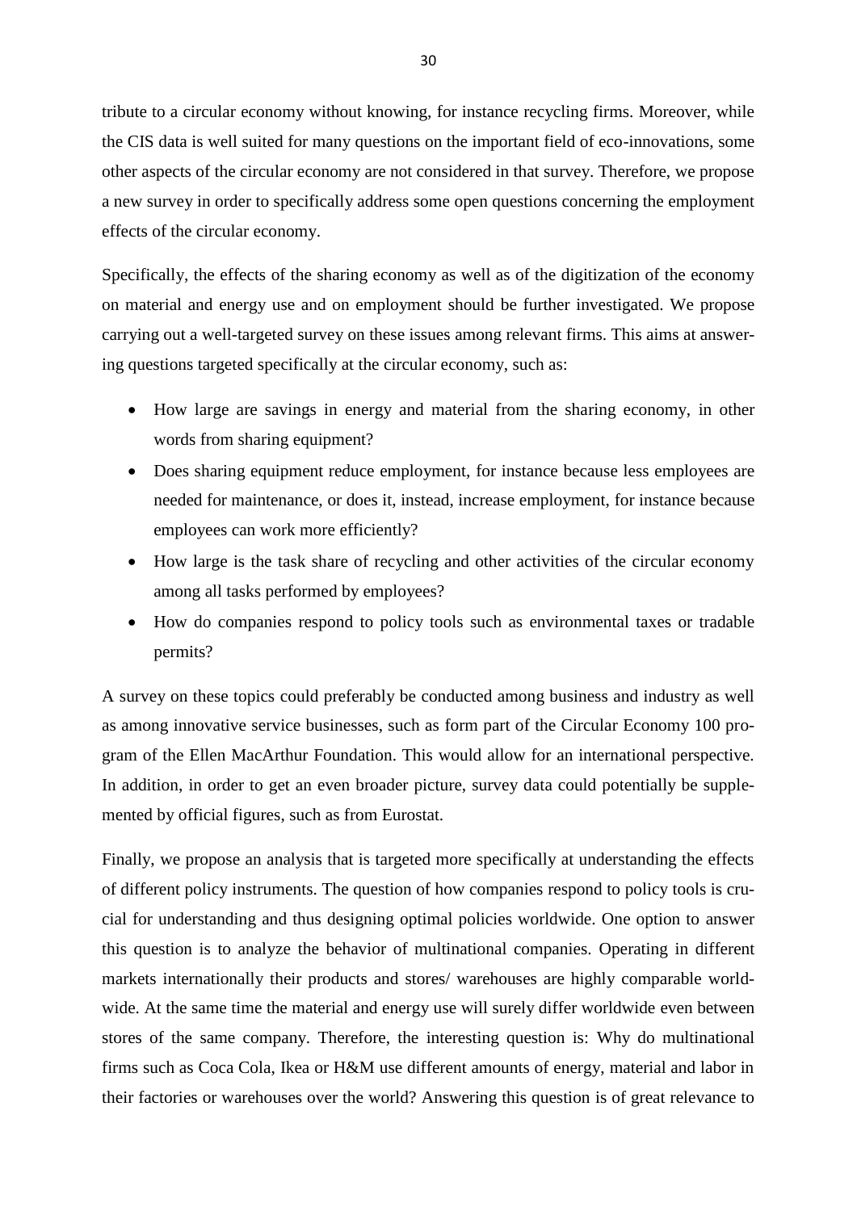tribute to a circular economy without knowing, for instance recycling firms. Moreover, while the CIS data is well suited for many questions on the important field of eco-innovations, some other aspects of the circular economy are not considered in that survey. Therefore, we propose a new survey in order to specifically address some open questions concerning the employment effects of the circular economy.

Specifically, the effects of the sharing economy as well as of the digitization of the economy on material and energy use and on employment should be further investigated. We propose carrying out a well-targeted survey on these issues among relevant firms. This aims at answering questions targeted specifically at the circular economy, such as:

- How large are savings in energy and material from the sharing economy, in other words from sharing equipment?
- Does sharing equipment reduce employment, for instance because less employees are needed for maintenance, or does it, instead, increase employment, for instance because employees can work more efficiently?
- How large is the task share of recycling and other activities of the circular economy among all tasks performed by employees?
- How do companies respond to policy tools such as environmental taxes or tradable permits?

A survey on these topics could preferably be conducted among business and industry as well as among innovative service businesses, such as form part of the Circular Economy 100 program of the Ellen MacArthur Foundation. This would allow for an international perspective. In addition, in order to get an even broader picture, survey data could potentially be supplemented by official figures, such as from Eurostat.

Finally, we propose an analysis that is targeted more specifically at understanding the effects of different policy instruments. The question of how companies respond to policy tools is crucial for understanding and thus designing optimal policies worldwide. One option to answer this question is to analyze the behavior of multinational companies. Operating in different markets internationally their products and stores/ warehouses are highly comparable worldwide. At the same time the material and energy use will surely differ worldwide even between stores of the same company. Therefore, the interesting question is: Why do multinational firms such as Coca Cola, Ikea or H&M use different amounts of energy, material and labor in their factories or warehouses over the world? Answering this question is of great relevance to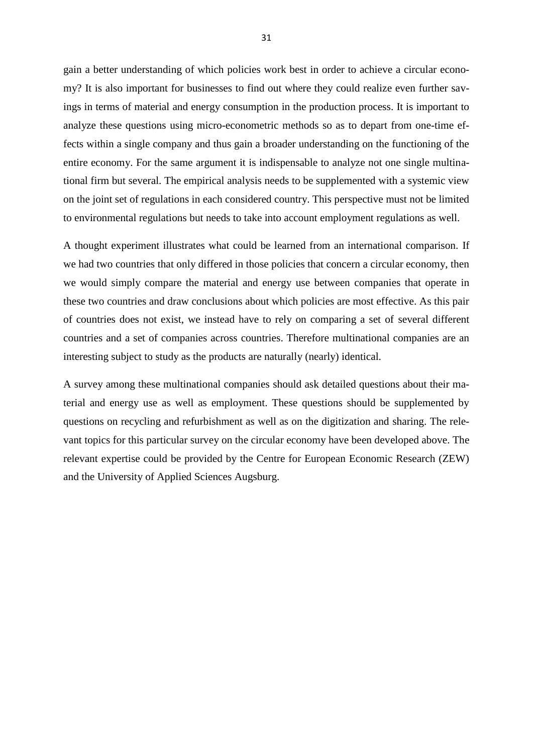gain a better understanding of which policies work best in order to achieve a circular economy? It is also important for businesses to find out where they could realize even further savings in terms of material and energy consumption in the production process. It is important to analyze these questions using micro-econometric methods so as to depart from one-time effects within a single company and thus gain a broader understanding on the functioning of the entire economy. For the same argument it is indispensable to analyze not one single multinational firm but several. The empirical analysis needs to be supplemented with a systemic view on the joint set of regulations in each considered country. This perspective must not be limited to environmental regulations but needs to take into account employment regulations as well.

A thought experiment illustrates what could be learned from an international comparison. If we had two countries that only differed in those policies that concern a circular economy, then we would simply compare the material and energy use between companies that operate in these two countries and draw conclusions about which policies are most effective. As this pair of countries does not exist, we instead have to rely on comparing a set of several different countries and a set of companies across countries. Therefore multinational companies are an interesting subject to study as the products are naturally (nearly) identical.

A survey among these multinational companies should ask detailed questions about their material and energy use as well as employment. These questions should be supplemented by questions on recycling and refurbishment as well as on the digitization and sharing. The relevant topics for this particular survey on the circular economy have been developed above. The relevant expertise could be provided by the Centre for European Economic Research (ZEW) and the University of Applied Sciences Augsburg.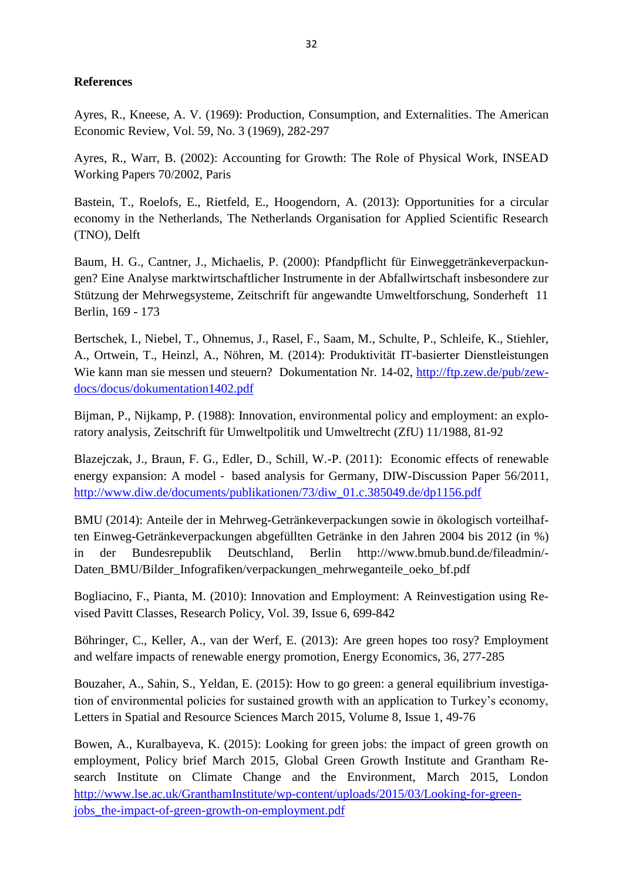**References**

Ayres, R., Kneese, A. V. (1969): Production, Consumption, and Externalities. The American Economic Review, Vol. 59, No. 3 (1969), 282-297

Ayres, R., Warr, B. (2002): Accounting for Growth: The Role of Physical Work, INSEAD Working Papers 70/2002, Paris

Bastein, T., Roelofs, E., Rietfeld, E., Hoogendorn, A. (2013): Opportunities for a circular economy in the Netherlands, The Netherlands Organisation for Applied Scientific Research (TNO), Delft

Baum, H. G., Cantner, J., Michaelis, P. (2000): Pfandpflicht für Einweggetränkeverpackungen? Eine Analyse marktwirtschaftlicher Instrumente in der Abfallwirtschaft insbesondere zur Stützung der Mehrwegsysteme, Zeitschrift für angewandte Umweltforschung, Sonderheft 11 Berlin, 169 - 173

Bertschek, I., Niebel, T., Ohnemus, J., Rasel, F., Saam, M., Schulte, P., Schleife, K., Stiehler, A., Ortwein, T., Heinzl, A., Nöhren, M. (2014): Produktivität IT-basierter Dienstleistungen Wie kann man sie messen und steuern? Dokumentation Nr. 14-02, http://ftp.zew.de/pub/zew-docs/docus/dokumentation1402.pdf

Bijman, P., Nijkamp, P. (1988): Innovation, environmental policy and employment: an exploratory analysis, Zeitschrift für Umweltpolitik und Umweltrecht (ZfU) 11/1988, 81-92

Blazejczak, J., Braun, F. G., Edler, D., Schill, W.-P. (2011): Economic effects of renewable energy expansion: A model - based analysis for Germany, DIW-Discussion Paper 56/2011, http://www.diw.de/documents/publikationen/73/diw_01.c.385049.de/dp1156.pdf

BMU (2014): Anteile der in Mehrweg-Getränkeverpackungen sowie in ökologisch vorteilhaften Einweg-Getränkeverpackungen abgefüllten Getränke in den Jahren 2004 bis 2012 (in %) in der Bundesrepublik Deutschland, Berlin http://www.bmub.bund.de/fileadmin/-Daten_BMU/Bilder_Infografiken/verpackungen_mehrweganteile_oeko_bf.pdf

Bogliacino, F., Pianta, M. (2010): Innovation and Employment: A Reinvestigation using Revised Pavitt Classes, Research Policy, Vol. 39, Issue 6, 699-842

Böhringer, C., Keller, A., van der Werf, E. (2013): Are green hopes too rosy? Employment and welfare impacts of renewable energy promotion, Energy Economics, 36, 277-285

Bouzaher, A., Sahin, S., Yeldan, E. (2015): How to go green: a general equilibrium investigation of environmental policies for sustained growth with an application to Turkey's economy, Letters in Spatial and Resource Sciences March 2015, Volume 8, Issue 1, 49-76

Bowen, A., Kuralbayeva, K. (2015): Looking for green jobs: the impact of green growth on employment, Policy brief March 2015, Global Green Growth Institute and Grantham Research Institute on Climate Change and the Environment, March 2015, London http://www.lse.ac.uk/GranthamInstitute/wp-content/uploads/2015/03/Looking-for-green-jobs_the-impact-of-green-growth-on-employment.pdf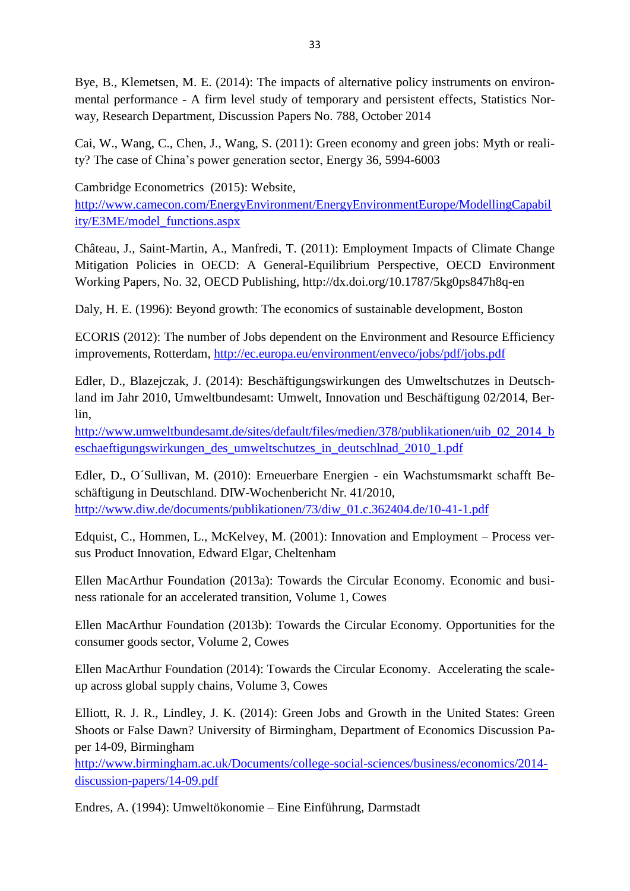Bye, B., Klemetsen, M. E. (2014): The impacts of alternative policy instruments on environmental performance - A firm level study of temporary and persistent effects, Statistics Norway, Research Department, Discussion Papers No. 788, October 2014

Cai, W., Wang, C., Chen, J., Wang, S. (2011): Green economy and green jobs: Myth or reality? The case of China's power generation sector, Energy 36, 5994-6003

Cambridge Econometrics (2015): Website, http://www.camecon.com/EnergyEnvironment/EnergyEnvironmentEurope/ModellingCapability/E3ME/model_functions.aspx

Château, J., Saint-Martin, A., Manfredi, T. (2011): Employment Impacts of Climate Change Mitigation Policies in OECD: A General-Equilibrium Perspective, OECD Environment Working Papers, No. 32, OECD Publishing, http://dx.doi.org/10.1787/5kg0ps847h8q-en

Daly, H. E. (1996): Beyond growth: The economics of sustainable development, Boston

ECORIS (2012): The number of Jobs dependent on the Environment and Resource Efficiency improvements, Rotterdam, http://ec.europa.eu/environment/enveco/jobs/pdf/jobs.pdf

Edler, D., Blazejczak, J. (2014): Beschäftigungswirkungen des Umweltschutzes in Deutschland im Jahr 2010, Umweltbundesamt: Umwelt, Innovation und Beschäftigung 02/2014, Berlin, http://www.umweltbundesamt.de/sites/default/files/medien/378/publikationen/uib_02_2014_beschaeftigungswirkungen_des_umweltschutzes_in_deutschlnad_2010_1.pdf

Edler, D., O´Sullivan, M. (2010): Erneuerbare Energien - ein Wachstumsmarkt schafft Beschäftigung in Deutschland. DIW-Wochenbericht Nr. 41/2010, http://www.diw.de/documents/publikationen/73/diw_01.c.362404.de/10-41-1.pdf

Edquist, C., Hommen, L., McKelvey, M. (2001): Innovation and Employment – Process versus Product Innovation, Edward Elgar, Cheltenham

Ellen MacArthur Foundation (2013a): Towards the Circular Economy. Economic and business rationale for an accelerated transition, Volume 1, Cowes

Ellen MacArthur Foundation (2013b): Towards the Circular Economy. Opportunities for the consumer goods sector, Volume 2, Cowes

Ellen MacArthur Foundation (2014): Towards the Circular Economy. Accelerating the scale-up across global supply chains, Volume 3, Cowes

Elliott, R. J. R., Lindley, J. K. (2014): Green Jobs and Growth in the United States: Green Shoots or False Dawn? University of Birmingham, Department of Economics Discussion Paper 14-09, Birmingham http://www.birmingham.ac.uk/Documents/college-social-sciences/business/economics/2014-discussion-papers/14-09.pdf

Endres, A. (1994): Umweltökonomie – Eine Einführung, Darmstadt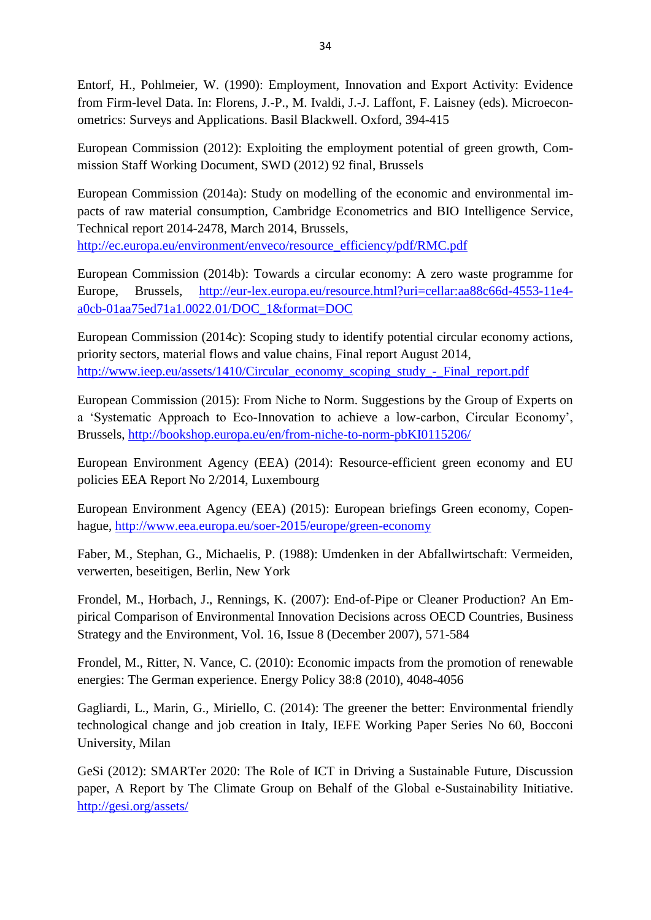Entorf, H., Pohlmeier, W. (1990): Employment, Innovation and Export Activity: Evidence from Firm-level Data. In: Florens, J.-P., M. Ivaldi, J.-J. Laffont, F. Laisney (eds). Microeconometrics: Surveys and Applications. Basil Blackwell. Oxford, 394-415

European Commission (2012): Exploiting the employment potential of green growth, Commission Staff Working Document, SWD (2012) 92 final, Brussels

European Commission (2014a): Study on modelling of the economic and environmental impacts of raw material consumption, Cambridge Econometrics and BIO Intelligence Service, Technical report 2014-2478, March 2014, Brussels, http://ec.europa.eu/environment/enveco/resource_efficiency/pdf/RMC.pdf

European Commission (2014b): Towards a circular economy: A zero waste programme for Europe, Brussels, http://eur-lex.europa.eu/resource.html?uri=cellar:aa88c66d-4553-11e4-a0cb-01aa75ed71a1.0022.01/DOC_1&format=DOC

European Commission (2014c): Scoping study to identify potential circular economy actions, priority sectors, material flows and value chains, Final report August 2014, http://www.ieep.eu/assets/1410/Circular_economy_scoping_study_-_Final_report.pdf

European Commission (2015): From Niche to Norm. Suggestions by the Group of Experts on a 'Systematic Approach to Eco-Innovation to achieve a low-carbon, Circular Economy', Brussels, http://bookshop.europa.eu/en/from-niche-to-norm-pbKI0115206/

European Environment Agency (EEA) (2014): Resource-efficient green economy and EU policies EEA Report No 2/2014, Luxembourg

European Environment Agency (EEA) (2015): European briefings Green economy, Copenhague, http://www.eea.europa.eu/soer-2015/europe/green-economy

Faber, M., Stephan, G., Michaelis, P. (1988): Umdenken in der Abfallwirtschaft: Vermeiden, verwerten, beseitigen, Berlin, New York

Frondel, M., Horbach, J., Rennings, K. (2007): End-of-Pipe or Cleaner Production? An Empirical Comparison of Environmental Innovation Decisions across OECD Countries, Business Strategy and the Environment, Vol. 16, Issue 8 (December 2007), 571-584

Frondel, M., Ritter, N. Vance, C. (2010): Economic impacts from the promotion of renewable energies: The German experience. Energy Policy 38:8 (2010), 4048-4056

Gagliardi, L., Marin, G., Miriello, C. (2014): The greener the better: Environmental friendly technological change and job creation in Italy, IEFE Working Paper Series No 60, Bocconi University, Milan

GeSi (2012): SMARTer 2020: The Role of ICT in Driving a Sustainable Future, Discussion paper, A Report by The Climate Group on Behalf of the Global e-Sustainability Initiative. http://gesi.org/assets/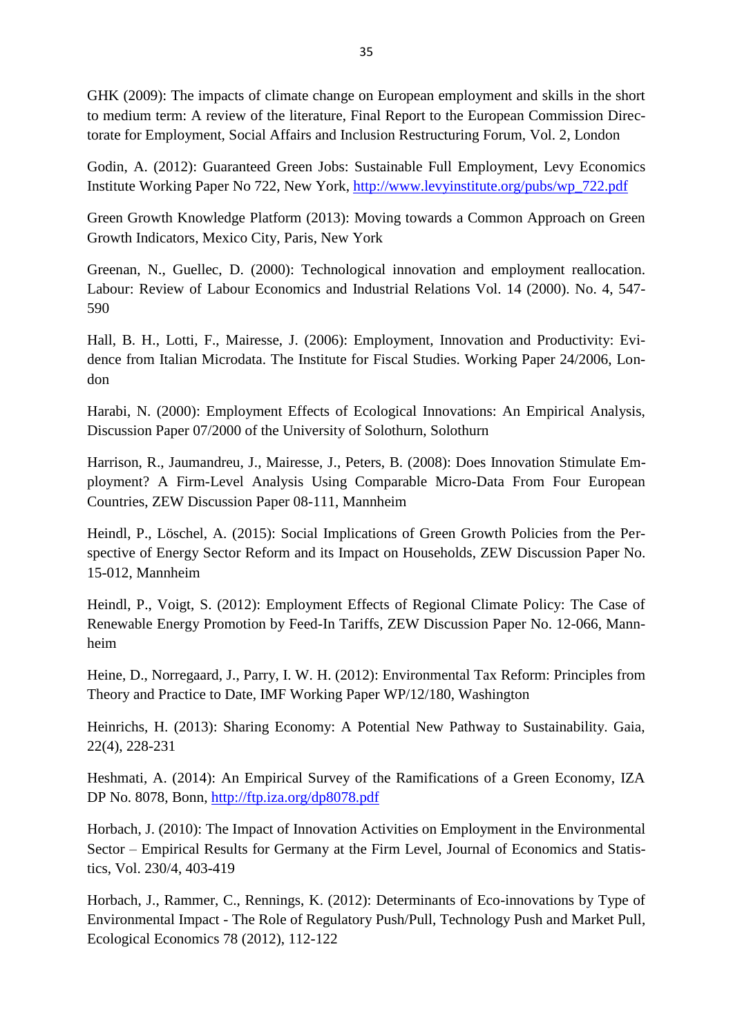GHK (2009): The impacts of climate change on European employment and skills in the short to medium term: A review of the literature, Final Report to the European Commission Directorate for Employment, Social Affairs and Inclusion Restructuring Forum, Vol. 2, London

Godin, A. (2012): Guaranteed Green Jobs: Sustainable Full Employment, Levy Economics Institute Working Paper No 722, New York, http://www.levyinstitute.org/pubs/wp_722.pdf

Green Growth Knowledge Platform (2013): Moving towards a Common Approach on Green Growth Indicators, Mexico City, Paris, New York

Greenan, N., Guellec, D. (2000): Technological innovation and employment reallocation. Labour: Review of Labour Economics and Industrial Relations Vol. 14 (2000). No. 4, 547-590

Hall, B. H., Lotti, F., Mairesse, J. (2006): Employment, Innovation and Productivity: Evidence from Italian Microdata. The Institute for Fiscal Studies. Working Paper 24/2006, London

Harabi, N. (2000): Employment Effects of Ecological Innovations: An Empirical Analysis, Discussion Paper 07/2000 of the University of Solothurn, Solothurn

Harrison, R., Jaumandreu, J., Mairesse, J., Peters, B. (2008): Does Innovation Stimulate Employment? A Firm-Level Analysis Using Comparable Micro-Data From Four European Countries, ZEW Discussion Paper 08-111, Mannheim

Heindl, P., Löschel, A. (2015): Social Implications of Green Growth Policies from the Perspective of Energy Sector Reform and its Impact on Households, ZEW Discussion Paper No. 15-012, Mannheim

Heindl, P., Voigt, S. (2012): Employment Effects of Regional Climate Policy: The Case of Renewable Energy Promotion by Feed-In Tariffs, ZEW Discussion Paper No. 12-066, Mannheim

Heine, D., Norregaard, J., Parry, I. W. H. (2012): Environmental Tax Reform: Principles from Theory and Practice to Date, IMF Working Paper WP/12/180, Washington

Heinrichs, H. (2013): Sharing Economy: A Potential New Pathway to Sustainability. Gaia, 22(4), 228-231

Heshmati, A. (2014): An Empirical Survey of the Ramifications of a Green Economy, IZA DP No. 8078, Bonn, http://ftp.iza.org/dp8078.pdf

Horbach, J. (2010): The Impact of Innovation Activities on Employment in the Environmental Sector – Empirical Results for Germany at the Firm Level, Journal of Economics and Statistics, Vol. 230/4, 403-419

Horbach, J., Rammer, C., Rennings, K. (2012): Determinants of Eco-innovations by Type of Environmental Impact - The Role of Regulatory Push/Pull, Technology Push and Market Pull, Ecological Economics 78 (2012), 112-122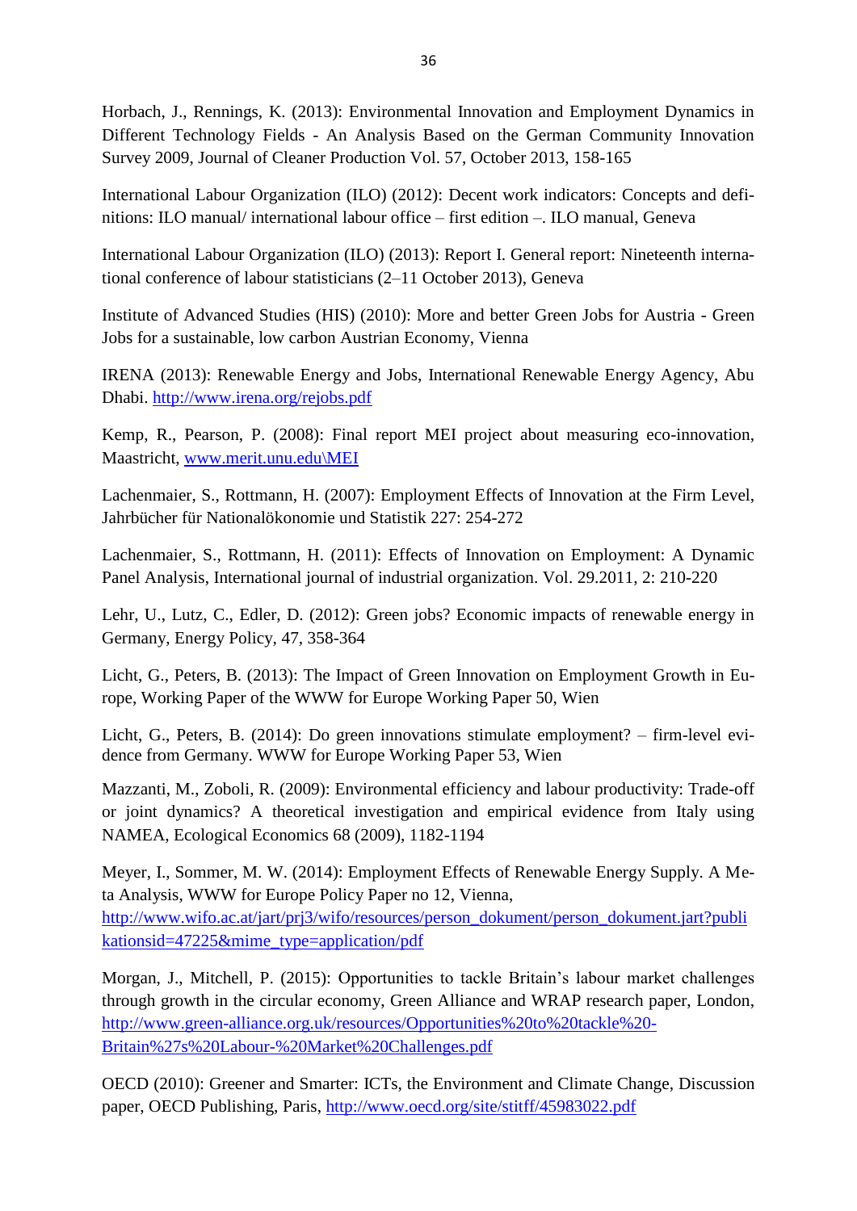Horbach, J., Rennings, K. (2013): Environmental Innovation and Employment Dynamics in Different Technology Fields - An Analysis Based on the German Community Innovation Survey 2009, Journal of Cleaner Production Vol. 57, October 2013, 158-165

International Labour Organization (ILO) (2012): Decent work indicators: Concepts and definitions: ILO manual/ international labour office – first edition –. ILO manual, Geneva

International Labour Organization (ILO) (2013): Report I. General report: Nineteenth international conference of labour statisticians (2–11 October 2013), Geneva

Institute of Advanced Studies (HIS) (2010): More and better Green Jobs for Austria - Green Jobs for a sustainable, low carbon Austrian Economy, Vienna

IRENA (2013): Renewable Energy and Jobs, International Renewable Energy Agency, Abu Dhabi. http://www.irena.org/rejobs.pdf

Kemp, R., Pearson, P. (2008): Final report MEI project about measuring eco-innovation, Maastricht, www.merit.unu.edu\MEI

Lachenmaier, S., Rottmann, H. (2007): Employment Effects of Innovation at the Firm Level, Jahrbücher für Nationalökonomie und Statistik 227: 254-272

Lachenmaier, S., Rottmann, H. (2011): Effects of Innovation on Employment: A Dynamic Panel Analysis, International journal of industrial organization. Vol. 29.2011, 2: 210-220

Lehr, U., Lutz, C., Edler, D. (2012): Green jobs? Economic impacts of renewable energy in Germany, Energy Policy, 47, 358-364

Licht, G., Peters, B. (2013): The Impact of Green Innovation on Employment Growth in Europe, Working Paper of the WWW for Europe Working Paper 50, Wien

Licht, G., Peters, B. (2014): Do green innovations stimulate employment? – firm-level evidence from Germany. WWW for Europe Working Paper 53, Wien

Mazzanti, M., Zoboli, R. (2009): Environmental efficiency and labour productivity: Trade-off or joint dynamics? A theoretical investigation and empirical evidence from Italy using NAMEA, Ecological Economics 68 (2009), 1182-1194

Meyer, I., Sommer, M. W. (2014): Employment Effects of Renewable Energy Supply. A Meta Analysis, WWW for Europe Policy Paper no 12, Vienna, http://www.wifo.ac.at/jart/prj3/wifo/resources/person_dokument/person_dokument.jart?publikationsid=47225&mime_type=application/pdf

Morgan, J., Mitchell, P. (2015): Opportunities to tackle Britain's labour market challenges through growth in the circular economy, Green Alliance and WRAP research paper, London, http://www.green-alliance.org.uk/resources/Opportunities%20to%20tackle%20-Britain%27s%20Labour-%20Market%20Challenges.pdf

OECD (2010): Greener and Smarter: ICTs, the Environment and Climate Change, Discussion paper, OECD Publishing, Paris, http://www.oecd.org/site/stitff/45983022.pdf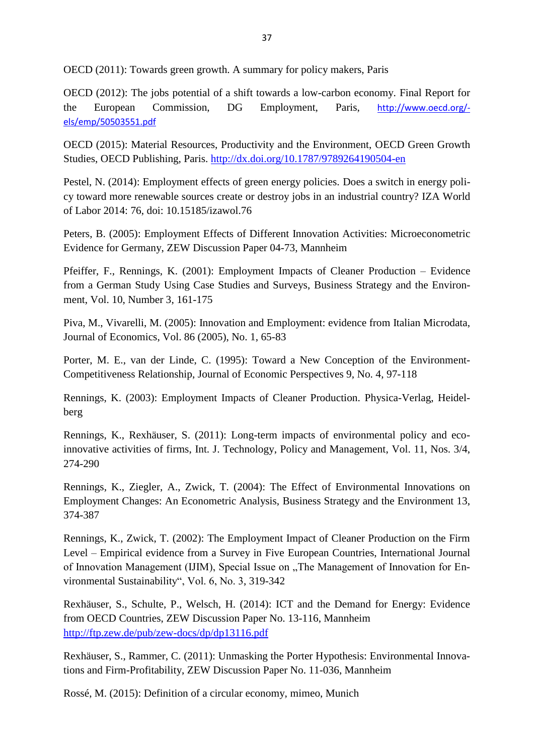OECD (2011): Towards green growth. A summary for policy makers, Paris

OECD (2012): The jobs potential of a shift towards a low-carbon economy. Final Report for the European Commission, DG Employment, Paris, http://www.oecd.org/-els/emp/50503551.pdf

OECD (2015): Material Resources, Productivity and the Environment, OECD Green Growth Studies, OECD Publishing, Paris. http://dx.doi.org/10.1787/9789264190504-en

Pestel, N. (2014): Employment effects of green energy policies. Does a switch in energy policy toward more renewable sources create or destroy jobs in an industrial country? IZA World of Labor 2014: 76, doi: 10.15185/izawol.76

Peters, B. (2005): Employment Effects of Different Innovation Activities: Microeconometric Evidence for Germany, ZEW Discussion Paper 04-73, Mannheim

Pfeiffer, F., Rennings, K. (2001): Employment Impacts of Cleaner Production – Evidence from a German Study Using Case Studies and Surveys, Business Strategy and the Environment, Vol. 10, Number 3, 161-175

Piva, M., Vivarelli, M. (2005): Innovation and Employment: evidence from Italian Microdata, Journal of Economics, Vol. 86 (2005), No. 1, 65-83

Porter, M. E., van der Linde, C. (1995): Toward a New Conception of the Environment-Competitiveness Relationship, Journal of Economic Perspectives 9, No. 4, 97-118

Rennings, K. (2003): Employment Impacts of Cleaner Production. Physica-Verlag, Heidelberg

Rennings, K., Rexhäuser, S. (2011): Long-term impacts of environmental policy and eco-innovative activities of firms, Int. J. Technology, Policy and Management, Vol. 11, Nos. 3/4, 274-290

Rennings, K., Ziegler, A., Zwick, T. (2004): The Effect of Environmental Innovations on Employment Changes: An Econometric Analysis, Business Strategy and the Environment 13, 374-387

Rennings, K., Zwick, T. (2002): The Employment Impact of Cleaner Production on the Firm Level – Empirical evidence from a Survey in Five European Countries, International Journal of Innovation Management (IJIM), Special Issue on „The Management of Innovation for Environmental Sustainability“, Vol. 6, No. 3, 319-342

Rexhäuser, S., Schulte, P., Welsch, H. (2014): ICT and the Demand for Energy: Evidence from OECD Countries, ZEW Discussion Paper No. 13-116, Mannheim http://ftp.zew.de/pub/zew-docs/dp/dp13116.pdf

Rexhäuser, S., Rammer, C. (2011): Unmasking the Porter Hypothesis: Environmental Innovations and Firm-Profitability, ZEW Discussion Paper No. 11-036, Mannheim

Rossé, M. (2015): Definition of a circular economy, mimeo, Munich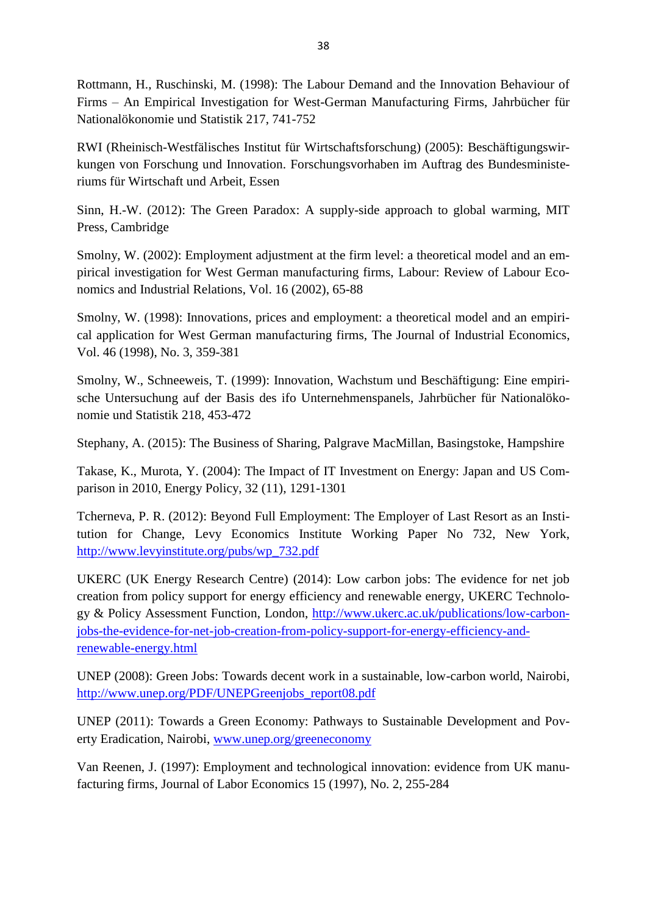Rottmann, H., Ruschinski, M. (1998): The Labour Demand and the Innovation Behaviour of Firms – An Empirical Investigation for West-German Manufacturing Firms, Jahrbücher für Nationalökonomie und Statistik 217, 741-752

RWI (Rheinisch-Westfälisches Institut für Wirtschaftsforschung) (2005): Beschäftigungswirkungen von Forschung und Innovation. Forschungsvorhaben im Auftrag des Bundesministeriums für Wirtschaft und Arbeit, Essen

Sinn, H.-W. (2012): The Green Paradox: A supply-side approach to global warming, MIT Press, Cambridge

Smolny, W. (2002): Employment adjustment at the firm level: a theoretical model and an empirical investigation for West German manufacturing firms, Labour: Review of Labour Economics and Industrial Relations, Vol. 16 (2002), 65-88

Smolny, W. (1998): Innovations, prices and employment: a theoretical model and an empirical application for West German manufacturing firms, The Journal of Industrial Economics, Vol. 46 (1998), No. 3, 359-381

Smolny, W., Schneeweis, T. (1999): Innovation, Wachstum und Beschäftigung: Eine empirische Untersuchung auf der Basis des ifo Unternehmenspanels, Jahrbücher für Nationalökonomie und Statistik 218, 453-472

Stephany, A. (2015): The Business of Sharing, Palgrave MacMillan, Basingstoke, Hampshire

Takase, K., Murota, Y. (2004): The Impact of IT Investment on Energy: Japan and US Comparison in 2010, Energy Policy, 32 (11), 1291-1301

Tcherneva, P. R. (2012): Beyond Full Employment: The Employer of Last Resort as an Institution for Change, Levy Economics Institute Working Paper No 732, New York, http://www.levyinstitute.org/pubs/wp_732.pdf

UKERC (UK Energy Research Centre) (2014): Low carbon jobs: The evidence for net job creation from policy support for energy efficiency and renewable energy, UKERC Technology & Policy Assessment Function, London, http://www.ukerc.ac.uk/publications/low-carbon-jobs-the-evidence-for-net-job-creation-from-policy-support-for-energy-efficiency-and-renewable-energy.html

UNEP (2008): Green Jobs: Towards decent work in a sustainable, low-carbon world, Nairobi, http://www.unep.org/PDF/UNEPGreenjobs_report08.pdf

UNEP (2011): Towards a Green Economy: Pathways to Sustainable Development and Poverty Eradication, Nairobi, www.unep.org/greeneconomy

Van Reenen, J. (1997): Employment and technological innovation: evidence from UK manufacturing firms, Journal of Labor Economics 15 (1997), No. 2, 255-284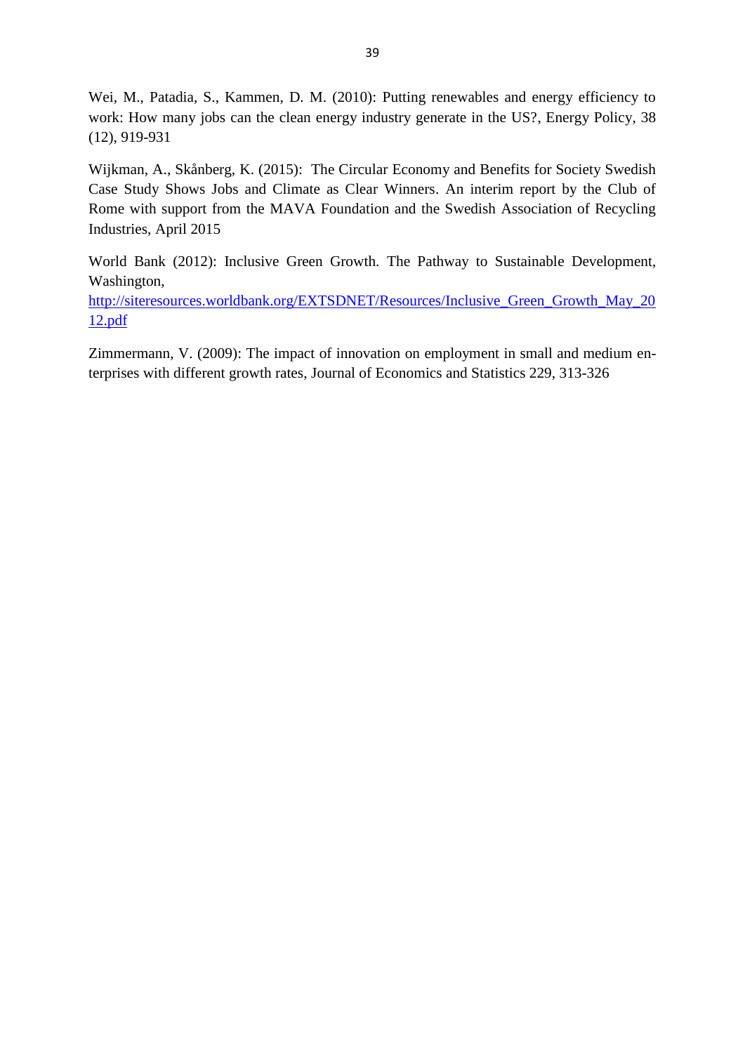Wei, M., Patadia, S., Kammen, D. M. (2010): Putting renewables and energy efficiency to work: How many jobs can the clean energy industry generate in the US?, Energy Policy, 38 (12), 919-931

Wijkman, A., Skånberg, K. (2015): The Circular Economy and Benefits for Society Swedish Case Study Shows Jobs and Climate as Clear Winners. An interim report by the Club of Rome with support from the MAVA Foundation and the Swedish Association of Recycling Industries, April 2015

World Bank (2012): Inclusive Green Growth. The Pathway to Sustainable Development, Washington, http://siteresources.worldbank.org/EXTSDNET/Resources/Inclusive_Green_Growth_May_2012.pdf

Zimmermann, V. (2009): The impact of innovation on employment in small and medium enterprises with different growth rates, Journal of Economics and Statistics 229, 313-326